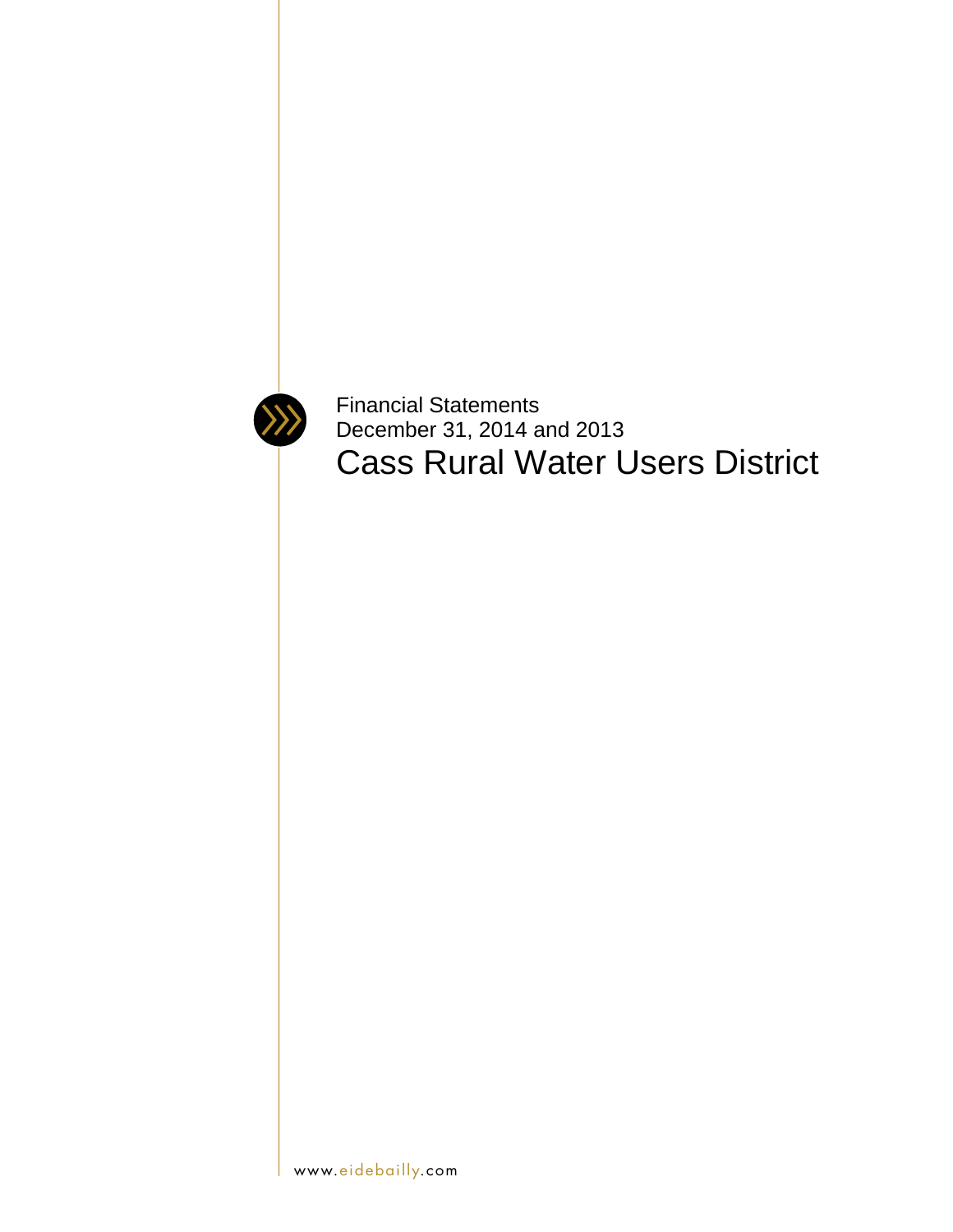Financial Statements

December 31, 2014 and 2013

# Cass Rural Water Users District

www.eidebailly.com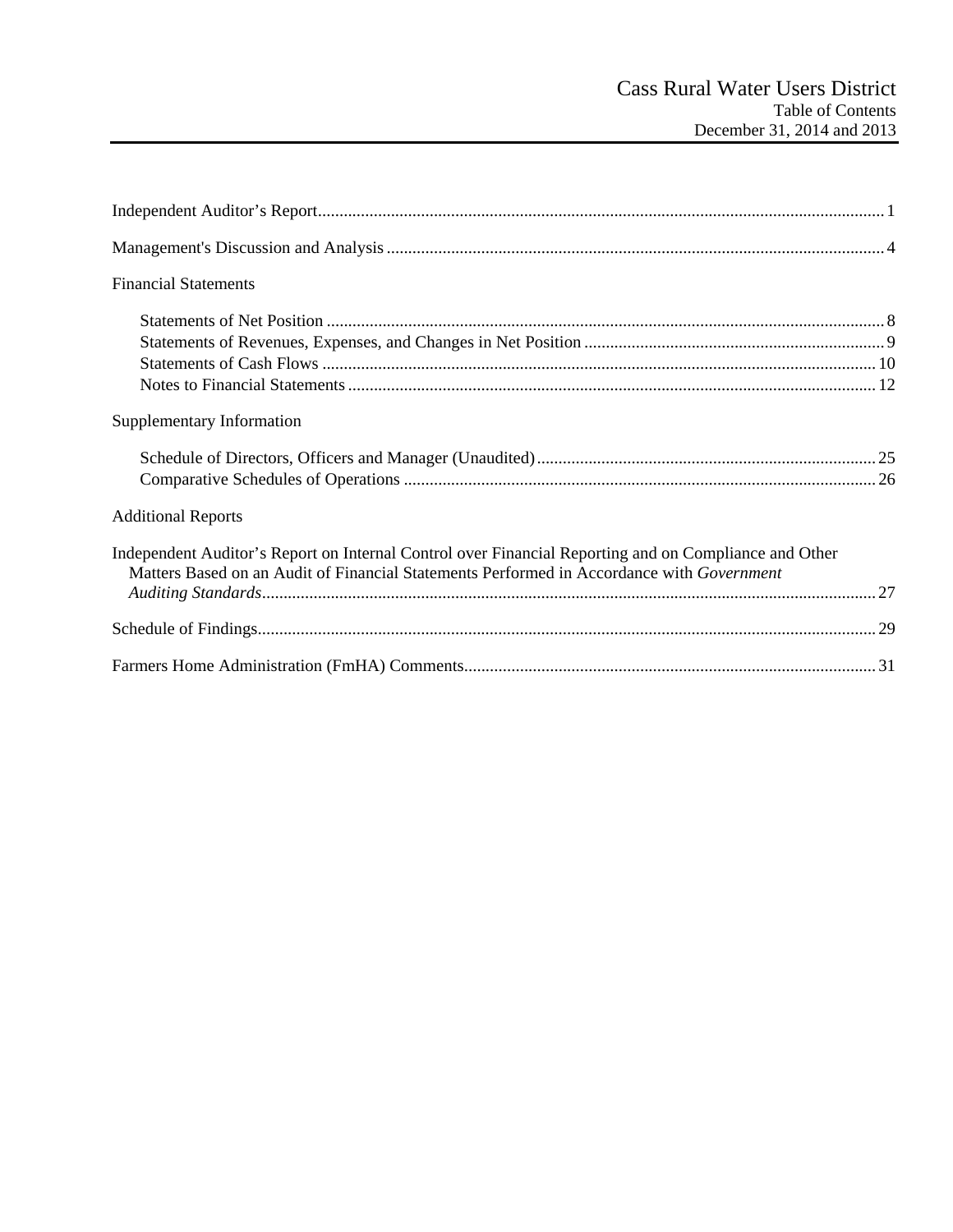# Cass Rural Water Users District
## Table of Contents
## December 31, 2014 and 2013

| | |
|---|---|
| Independent Auditor's Report | 1 |
| Management's Discussion and Analysis | 4 |
| **Financial Statements** | |
| Statements of Net Position | 8 |
| Statements of Revenues, Expenses, and Changes in Net Position | 9 |
| Statements of Cash Flows | 10 |
| Notes to Financial Statements | 12 |
| **Supplementary Information** | |
| Schedule of Directors, Officers and Manager (Unaudited) | 25 |
| Comparative Schedules of Operations | 26 |
| **Additional Reports** | |
| Independent Auditor's Report on Internal Control over Financial Reporting and on Compliance and Other Matters Based on an Audit of Financial Statements Performed in Accordance with *Government Auditing Standards* | 27 |
| Schedule of Findings | 29 |
| Farmers Home Administration (FmHA) Comments | 31 |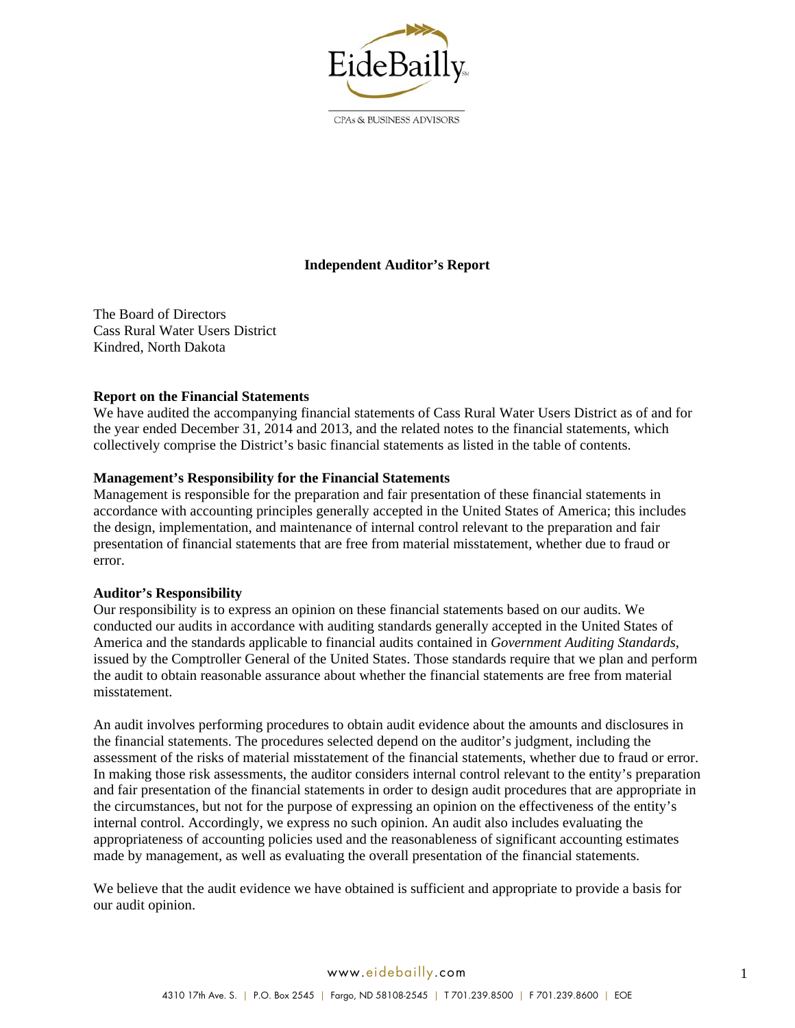# Independent Auditor's Report

The Board of Directors
Cass Rural Water Users District
Kindred, North Dakota

**Report on the Financial Statements**
We have audited the accompanying financial statements of Cass Rural Water Users District as of and for the year ended December 31, 2014 and 2013, and the related notes to the financial statements, which collectively comprise the District's basic financial statements as listed in the table of contents.

**Management's Responsibility for the Financial Statements**
Management is responsible for the preparation and fair presentation of these financial statements in accordance with accounting principles generally accepted in the United States of America; this includes the design, implementation, and maintenance of internal control relevant to the preparation and fair presentation of financial statements that are free from material misstatement, whether due to fraud or error.

**Auditor's Responsibility**
Our responsibility is to express an opinion on these financial statements based on our audits. We conducted our audits in accordance with auditing standards generally accepted in the United States of America and the standards applicable to financial audits contained in *Government Auditing Standards*, issued by the Comptroller General of the United States. Those standards require that we plan and perform the audit to obtain reasonable assurance about whether the financial statements are free from material misstatement.

An audit involves performing procedures to obtain audit evidence about the amounts and disclosures in the financial statements. The procedures selected depend on the auditor's judgment, including the assessment of the risks of material misstatement of the financial statements, whether due to fraud or error. In making those risk assessments, the auditor considers internal control relevant to the entity's preparation and fair presentation of the financial statements in order to design audit procedures that are appropriate in the circumstances, but not for the purpose of expressing an opinion on the effectiveness of the entity's internal control. Accordingly, we express no such opinion. An audit also includes evaluating the appropriateness of accounting policies used and the reasonableness of significant accounting estimates made by management, as well as evaluating the overall presentation of the financial statements.

We believe that the audit evidence we have obtained is sufficient and appropriate to provide a basis for our audit opinion.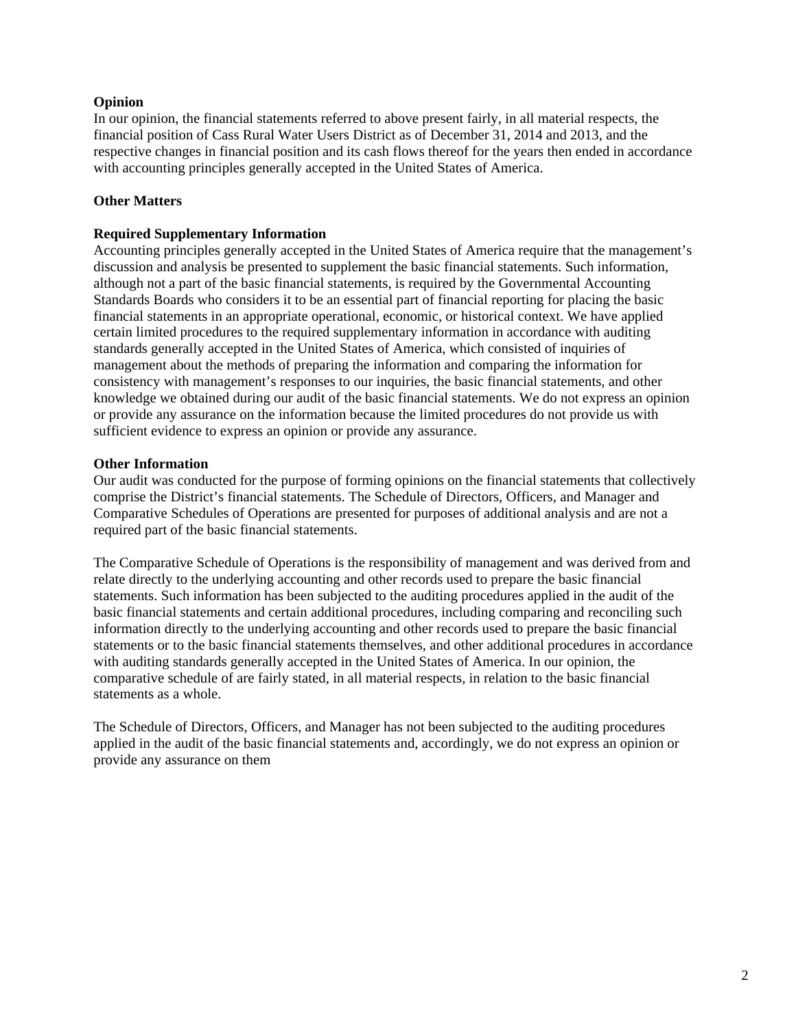**Opinion**

In our opinion, the financial statements referred to above present fairly, in all material respects, the financial position of Cass Rural Water Users District as of December 31, 2014 and 2013, and the respective changes in financial position and its cash flows thereof for the years then ended in accordance with accounting principles generally accepted in the United States of America.

**Other Matters**

**Required Supplementary Information**

Accounting principles generally accepted in the United States of America require that the management's discussion and analysis be presented to supplement the basic financial statements. Such information, although not a part of the basic financial statements, is required by the Governmental Accounting Standards Boards who considers it to be an essential part of financial reporting for placing the basic financial statements in an appropriate operational, economic, or historical context. We have applied certain limited procedures to the required supplementary information in accordance with auditing standards generally accepted in the United States of America, which consisted of inquiries of management about the methods of preparing the information and comparing the information for consistency with management's responses to our inquiries, the basic financial statements, and other knowledge we obtained during our audit of the basic financial statements. We do not express an opinion or provide any assurance on the information because the limited procedures do not provide us with sufficient evidence to express an opinion or provide any assurance.

**Other Information**

Our audit was conducted for the purpose of forming opinions on the financial statements that collectively comprise the District's financial statements. The Schedule of Directors, Officers, and Manager and Comparative Schedules of Operations are presented for purposes of additional analysis and are not a required part of the basic financial statements.

The Comparative Schedule of Operations is the responsibility of management and was derived from and relate directly to the underlying accounting and other records used to prepare the basic financial statements. Such information has been subjected to the auditing procedures applied in the audit of the basic financial statements and certain additional procedures, including comparing and reconciling such information directly to the underlying accounting and other records used to prepare the basic financial statements or to the basic financial statements themselves, and other additional procedures in accordance with auditing standards generally accepted in the United States of America. In our opinion, the comparative schedule of are fairly stated, in all material respects, in relation to the basic financial statements as a whole.

The Schedule of Directors, Officers, and Manager has not been subjected to the auditing procedures applied in the audit of the basic financial statements and, accordingly, we do not express an opinion or provide any assurance on them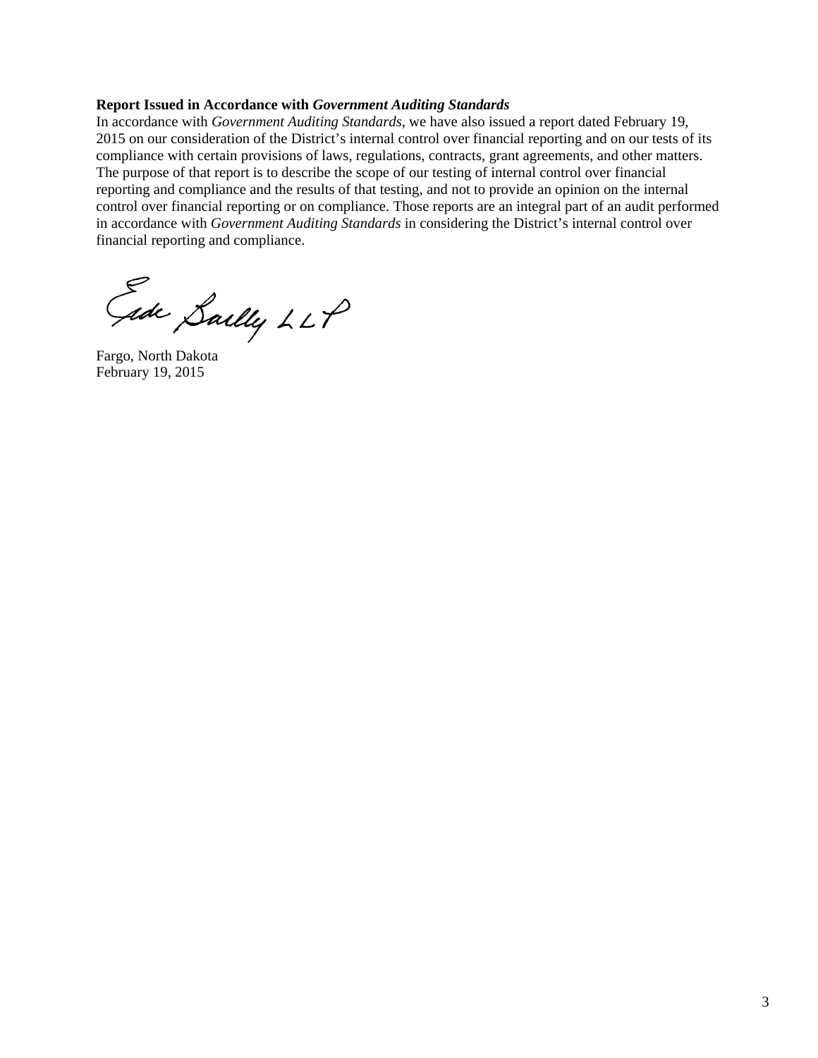**Report Issued in Accordance with *Government Auditing Standards***

In accordance with *Government Auditing Standards*, we have also issued a report dated February 19, 2015 on our consideration of the District's internal control over financial reporting and on our tests of its compliance with certain provisions of laws, regulations, contracts, grant agreements, and other matters. The purpose of that report is to describe the scope of our testing of internal control over financial reporting and compliance and the results of that testing, and not to provide an opinion on the internal control over financial reporting or on compliance. Those reports are an integral part of an audit performed in accordance with *Government Auditing Standards* in considering the District's internal control over financial reporting and compliance.

Eide Bailly LLP

Fargo, North Dakota
February 19, 2015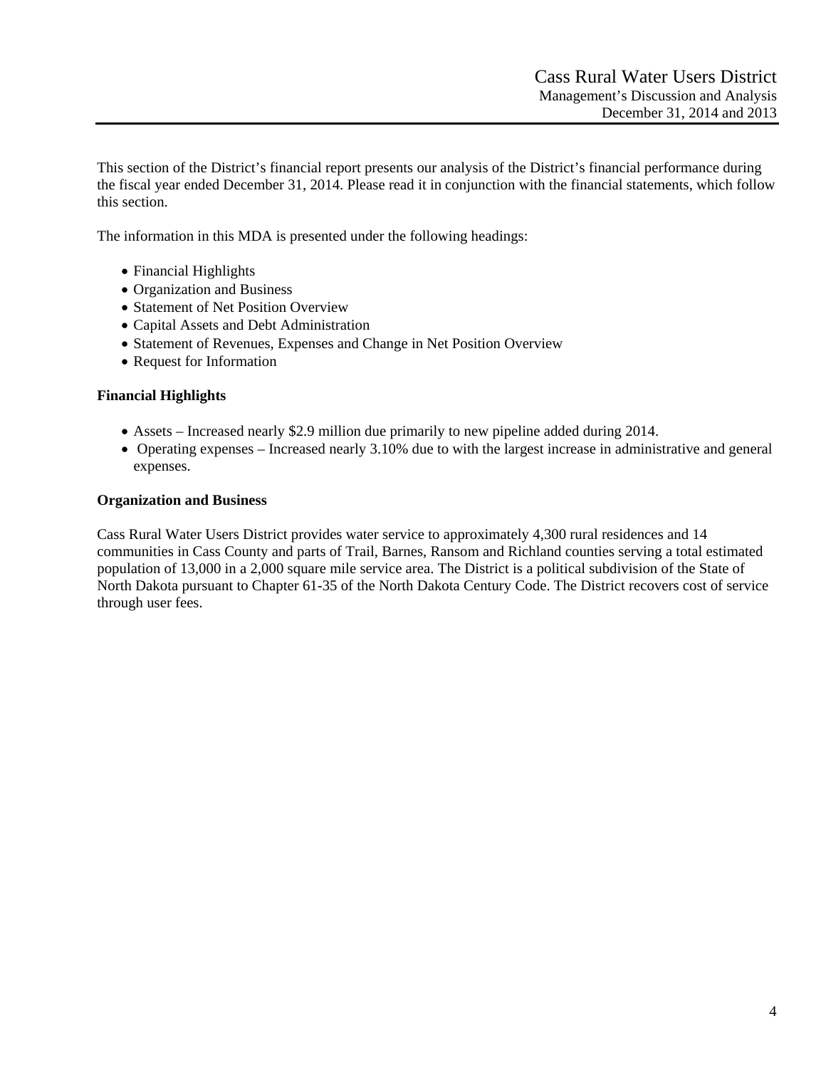This section of the District's financial report presents our analysis of the District's financial performance during the fiscal year ended December 31, 2014. Please read it in conjunction with the financial statements, which follow this section.

The information in this MDA is presented under the following headings:

- Financial Highlights
- Organization and Business
- Statement of Net Position Overview
- Capital Assets and Debt Administration
- Statement of Revenues, Expenses and Change in Net Position Overview
- Request for Information

**Financial Highlights**

- Assets – Increased nearly $2.9 million due primarily to new pipeline added during 2014.
- Operating expenses – Increased nearly 3.10% due to with the largest increase in administrative and general expenses.

**Organization and Business**

Cass Rural Water Users District provides water service to approximately 4,300 rural residences and 14 communities in Cass County and parts of Trail, Barnes, Ransom and Richland counties serving a total estimated population of 13,000 in a 2,000 square mile service area. The District is a political subdivision of the State of North Dakota pursuant to Chapter 61-35 of the North Dakota Century Code. The District recovers cost of service through user fees.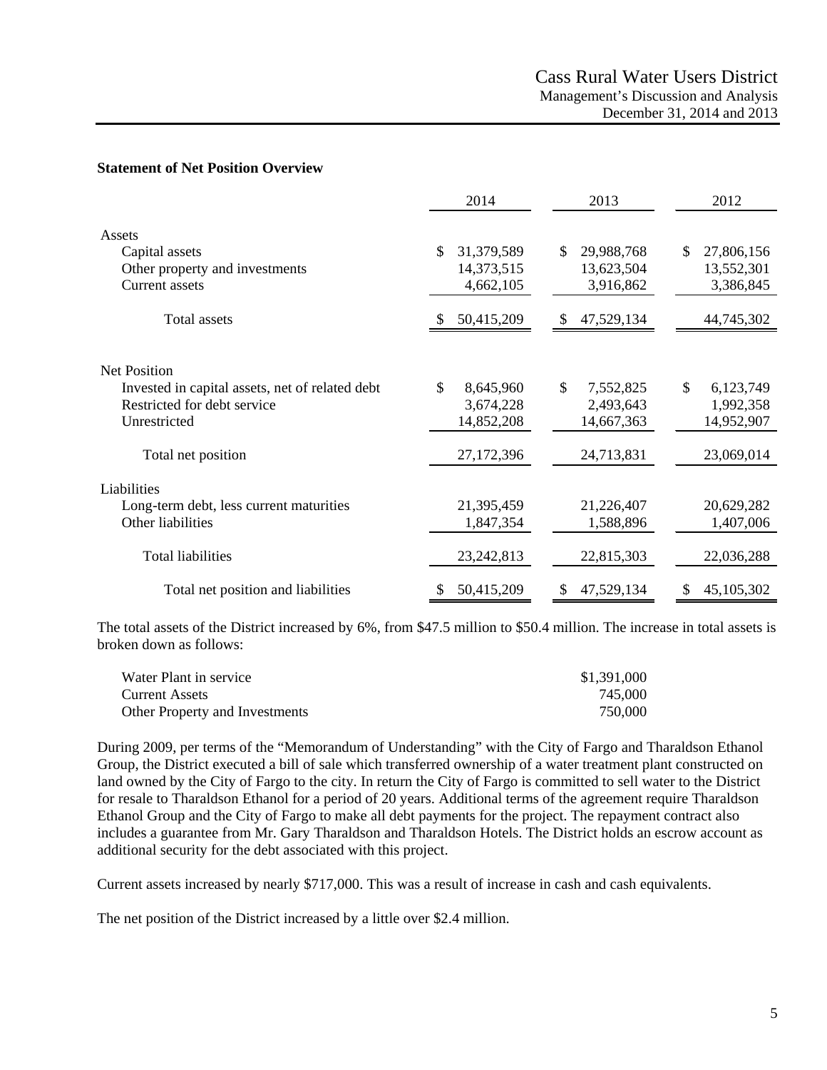### Statement of Net Position Overview

| | 2014 | 2013 | 2012 |
|---|---|---|---|
| Assets | | | |
| Capital assets | $ 31,379,589 | $ 29,988,768 | $ 27,806,156 |
| Other property and investments | 14,373,515 | 13,623,504 | 13,552,301 |
| Current assets | 4,662,105 | 3,916,862 | 3,386,845 |
| Total assets | $ 50,415,209 | $ 47,529,134 | 44,745,302 |
| Net Position | | | |
| Invested in capital assets, net of related debt | $ 8,645,960 | $ 7,552,825 | $ 6,123,749 |
| Restricted for debt service | 3,674,228 | 2,493,643 | 1,992,358 |
| Unrestricted | 14,852,208 | 14,667,363 | 14,952,907 |
| Total net position | 27,172,396 | 24,713,831 | 23,069,014 |
| Liabilities | | | |
| Long-term debt, less current maturities | 21,395,459 | 21,226,407 | 20,629,282 |
| Other liabilities | 1,847,354 | 1,588,896 | 1,407,006 |
| Total liabilities | 23,242,813 | 22,815,303 | 22,036,288 |
| Total net position and liabilities | $ 50,415,209 | $ 47,529,134 | $ 45,105,302 |

The total assets of the District increased by 6%, from $47.5 million to $50.4 million. The increase in total assets is broken down as follows:

| | |
|---|---|
| Water Plant in service | $1,391,000 |
| Current Assets | 745,000 |
| Other Property and Investments | 750,000 |

During 2009, per terms of the "Memorandum of Understanding" with the City of Fargo and Tharaldson Ethanol Group, the District executed a bill of sale which transferred ownership of a water treatment plant constructed on land owned by the City of Fargo to the city. In return the City of Fargo is committed to sell water to the District for resale to Tharaldson Ethanol for a period of 20 years. Additional terms of the agreement require Tharaldson Ethanol Group and the City of Fargo to make all debt payments for the project. The repayment contract also includes a guarantee from Mr. Gary Tharaldson and Tharaldson Hotels. The District holds an escrow account as additional security for the debt associated with this project.

Current assets increased by nearly $717,000. This was a result of increase in cash and cash equivalents.

The net position of the District increased by a little over $2.4 million.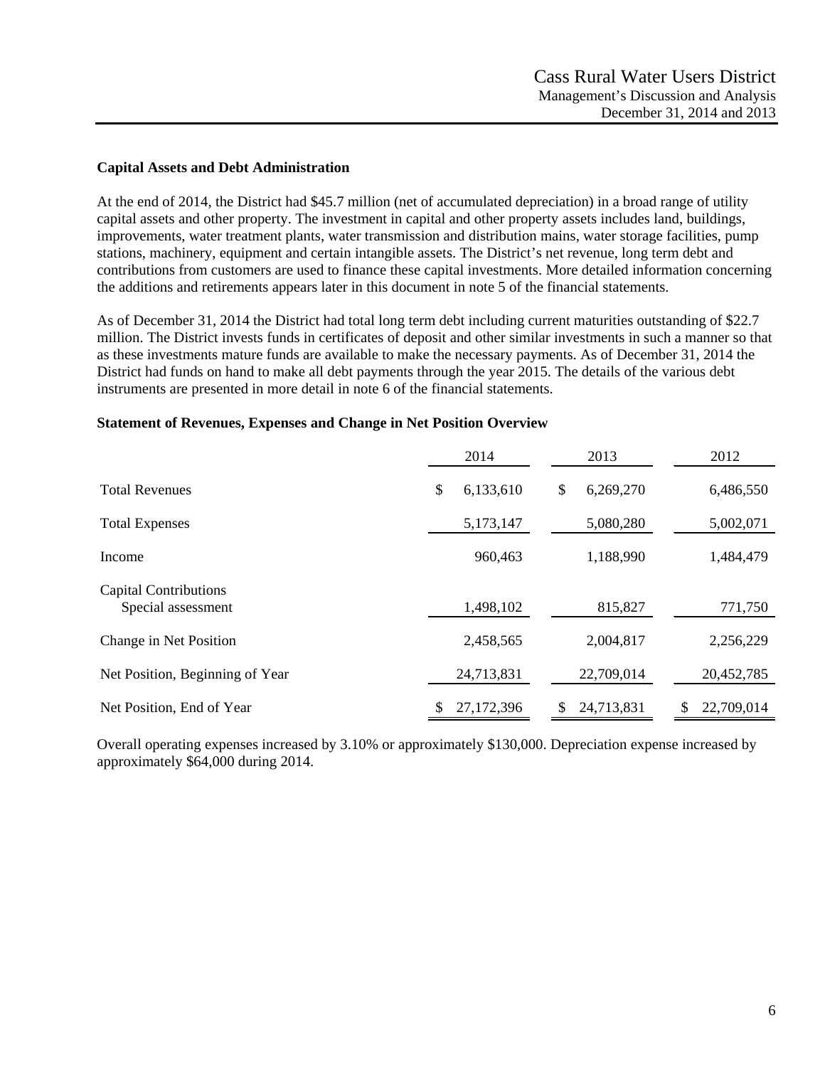### Capital Assets and Debt Administration

At the end of 2014, the District had $45.7 million (net of accumulated depreciation) in a broad range of utility capital assets and other property. The investment in capital and other property assets includes land, buildings, improvements, water treatment plants, water transmission and distribution mains, water storage facilities, pump stations, machinery, equipment and certain intangible assets. The District's net revenue, long term debt and contributions from customers are used to finance these capital investments. More detailed information concerning the additions and retirements appears later in this document in note 5 of the financial statements.

As of December 31, 2014 the District had total long term debt including current maturities outstanding of $22.7 million. The District invests funds in certificates of deposit and other similar investments in such a manner so that as these investments mature funds are available to make the necessary payments. As of December 31, 2014 the District had funds on hand to make all debt payments through the year 2015. The details of the various debt instruments are presented in more detail in note 6 of the financial statements.

### Statement of Revenues, Expenses and Change in Net Position Overview

| | 2014 | 2013 | 2012 |
|---|---|---|---|
| Total Revenues | $ 6,133,610 | $ 6,269,270 | 6,486,550 |
| Total Expenses | 5,173,147 | 5,080,280 | 5,002,071 |
| Income | 960,463 | 1,188,990 | 1,484,479 |
| Capital Contributions<br>Special assessment | 1,498,102 | 815,827 | 771,750 |
| Change in Net Position | 2,458,565 | 2,004,817 | 2,256,229 |
| Net Position, Beginning of Year | 24,713,831 | 22,709,014 | 20,452,785 |
| Net Position, End of Year | $ 27,172,396 | $ 24,713,831 | $ 22,709,014 |

Overall operating expenses increased by 3.10% or approximately $130,000. Depreciation expense increased by approximately $64,000 during 2014.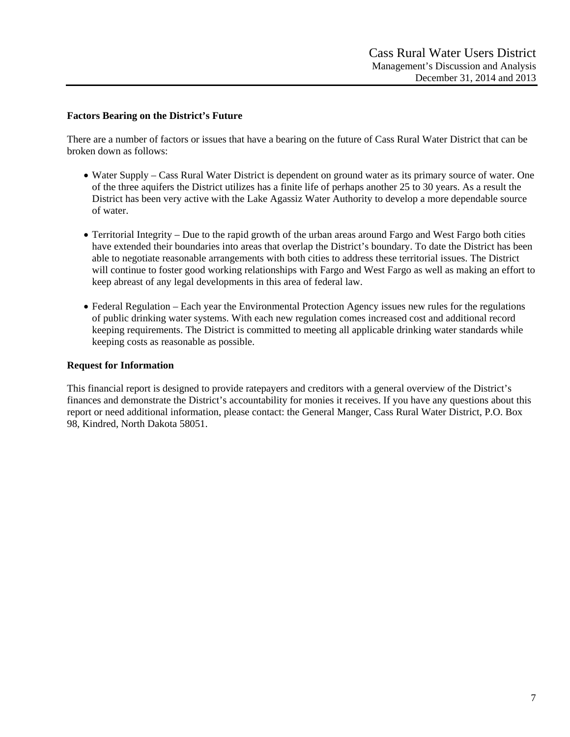## Factors Bearing on the District's Future

There are a number of factors or issues that have a bearing on the future of Cass Rural Water District that can be broken down as follows:

- Water Supply – Cass Rural Water District is dependent on ground water as its primary source of water. One of the three aquifers the District utilizes has a finite life of perhaps another 25 to 30 years. As a result the District has been very active with the Lake Agassiz Water Authority to develop a more dependable source of water.

- Territorial Integrity – Due to the rapid growth of the urban areas around Fargo and West Fargo both cities have extended their boundaries into areas that overlap the District's boundary. To date the District has been able to negotiate reasonable arrangements with both cities to address these territorial issues. The District will continue to foster good working relationships with Fargo and West Fargo as well as making an effort to keep abreast of any legal developments in this area of federal law.

- Federal Regulation – Each year the Environmental Protection Agency issues new rules for the regulations of public drinking water systems. With each new regulation comes increased cost and additional record keeping requirements. The District is committed to meeting all applicable drinking water standards while keeping costs as reasonable as possible.

## Request for Information

This financial report is designed to provide ratepayers and creditors with a general overview of the District's finances and demonstrate the District's accountability for monies it receives. If you have any questions about this report or need additional information, please contact: the General Manger, Cass Rural Water District, P.O. Box 98, Kindred, North Dakota 58051.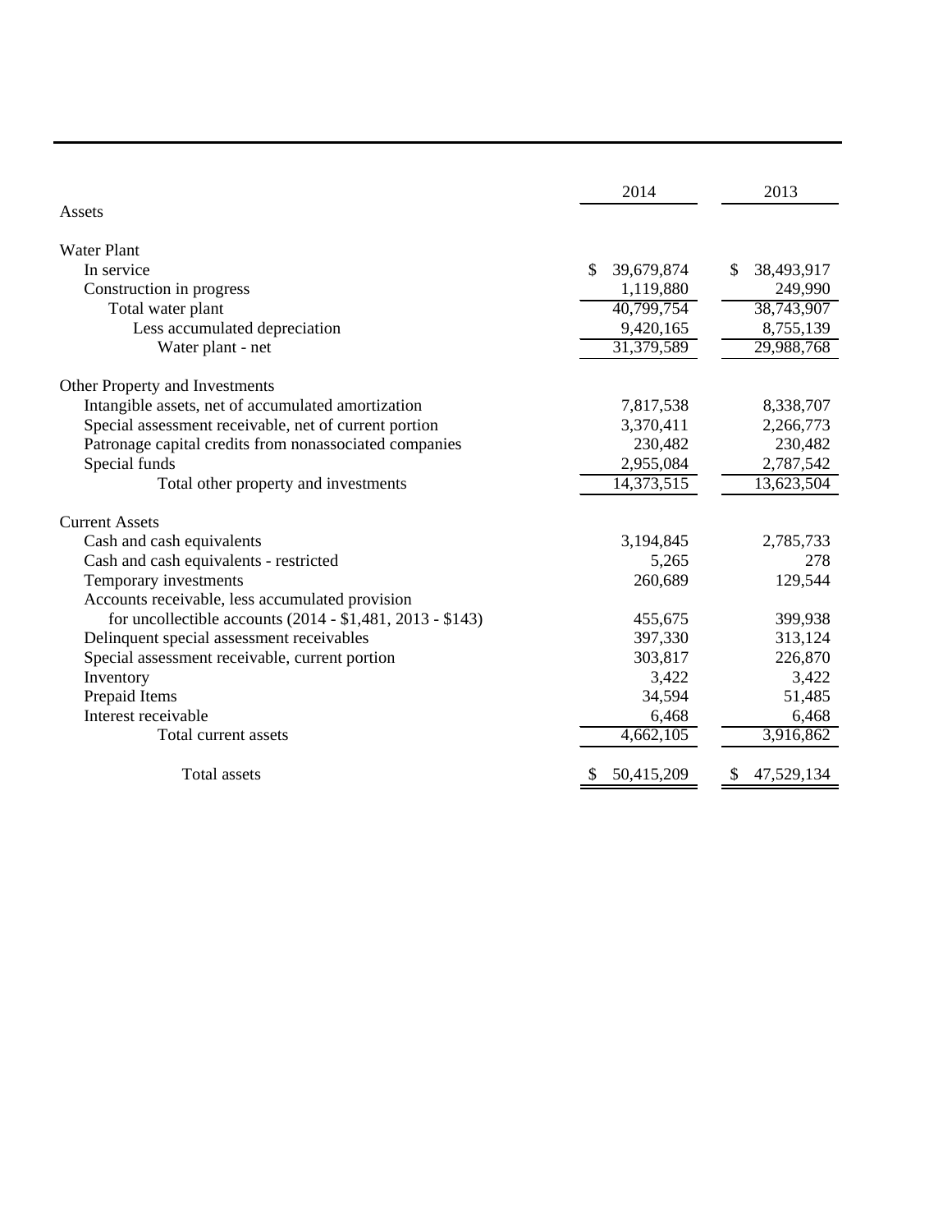| | 2014 | 2013 |
|---|---|---|
| **Assets** | | |
| **Water Plant** | | |
| In service | $ 39,679,874 | $ 38,493,917 |
| Construction in progress | 1,119,880 | 249,990 |
| Total water plant | 40,799,754 | 38,743,907 |
| Less accumulated depreciation | 9,420,165 | 8,755,139 |
| Water plant - net | 31,379,589 | 29,988,768 |
| **Other Property and Investments** | | |
| Intangible assets, net of accumulated amortization | 7,817,538 | 8,338,707 |
| Special assessment receivable, net of current portion | 3,370,411 | 2,266,773 |
| Patronage capital credits from nonassociated companies | 230,482 | 230,482 |
| Special funds | 2,955,084 | 2,787,542 |
| Total other property and investments | 14,373,515 | 13,623,504 |
| **Current Assets** | | |
| Cash and cash equivalents | 3,194,845 | 2,785,733 |
| Cash and cash equivalents - restricted | 5,265 | 278 |
| Temporary investments | 260,689 | 129,544 |
| Accounts receivable, less accumulated provision for uncollectible accounts (2014 - $1,481, 2013 - $143) | 455,675 | 399,938 |
| Delinquent special assessment receivables | 397,330 | 313,124 |
| Special assessment receivable, current portion | 303,817 | 226,870 |
| Inventory | 3,422 | 3,422 |
| Prepaid Items | 34,594 | 51,485 |
| Interest receivable | 6,468 | 6,468 |
| Total current assets | 4,662,105 | 3,916,862 |
| Total assets | $ 50,415,209 | $ 47,529,134 |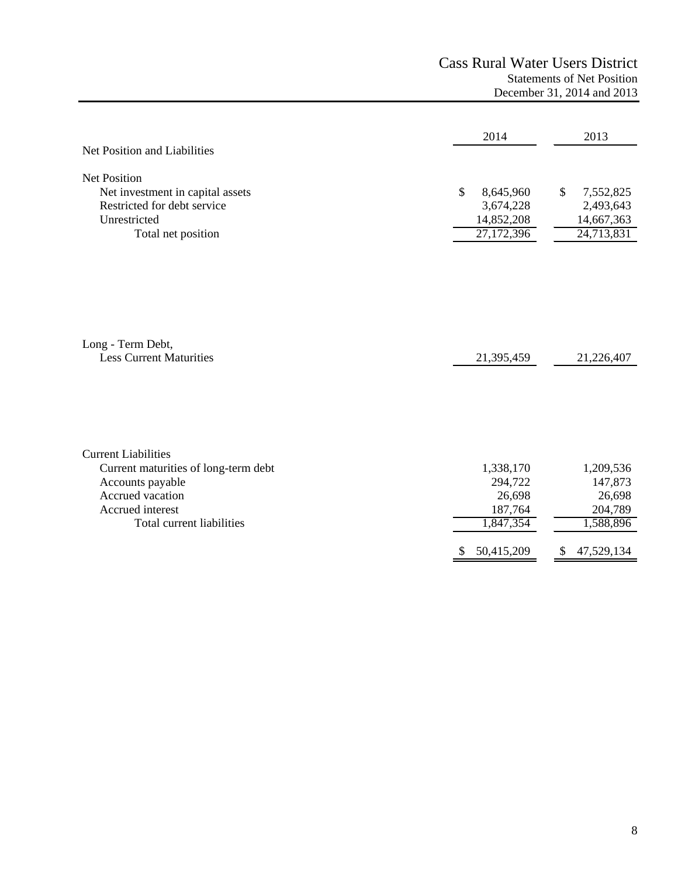# Cass Rural Water Users District

## Statements of Net Position

### December 31, 2014 and 2013

| Net Position and Liabilities | 2014 | 2013 |
|---|---|---|
| **Net Position** | | |
| Net investment in capital assets | $ 8,645,960 | $ 7,552,825 |
| Restricted for debt service | 3,674,228 | 2,493,643 |
| Unrestricted | 14,852,208 | 14,667,363 |
| Total net position | 27,172,396 | 24,713,831 |
| | | |
| **Long - Term Debt, Less Current Maturities** | 21,395,459 | 21,226,407 |
| | | |
| **Current Liabilities** | | |
| Current maturities of long-term debt | 1,338,170 | 1,209,536 |
| Accounts payable | 294,722 | 147,873 |
| Accrued vacation | 26,698 | 26,698 |
| Accrued interest | 187,764 | 204,789 |
| Total current liabilities | 1,847,354 | 1,588,896 |
| | | |
| | $ 50,415,209 | $ 47,529,134 |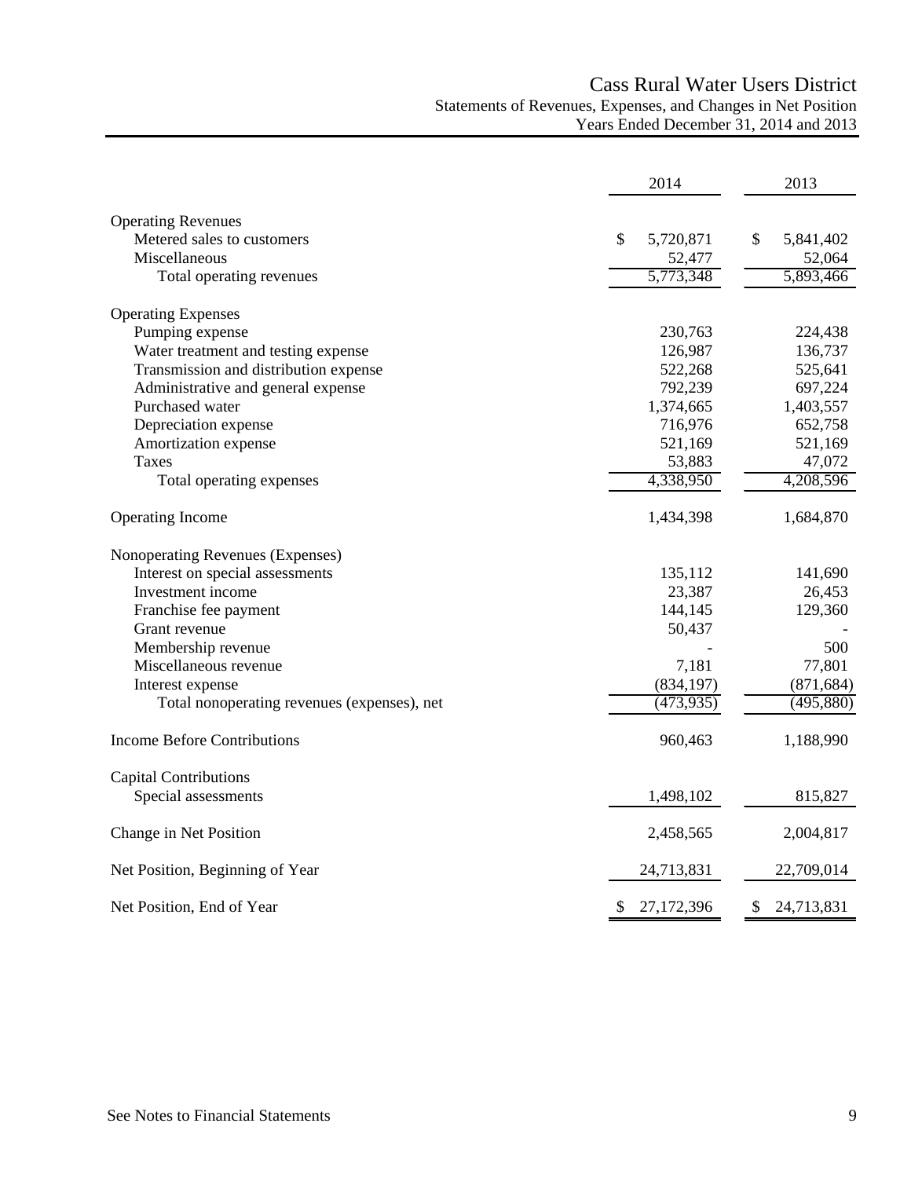# Cass Rural Water Users District

## Statements of Revenues, Expenses, and Changes in Net Position

### Years Ended December 31, 2014 and 2013

| | 2014 | 2013 |
|---|---|---|
| **Operating Revenues** | | |
| Metered sales to customers | $ 5,720,871 | $ 5,841,402 |
| Miscellaneous | 52,477 | 52,064 |
| Total operating revenues | 5,773,348 | 5,893,466 |
| **Operating Expenses** | | |
| Pumping expense | 230,763 | 224,438 |
| Water treatment and testing expense | 126,987 | 136,737 |
| Transmission and distribution expense | 522,268 | 525,641 |
| Administrative and general expense | 792,239 | 697,224 |
| Purchased water | 1,374,665 | 1,403,557 |
| Depreciation expense | 716,976 | 652,758 |
| Amortization expense | 521,169 | 521,169 |
| Taxes | 53,883 | 47,072 |
| Total operating expenses | 4,338,950 | 4,208,596 |
| **Operating Income** | 1,434,398 | 1,684,870 |
| **Nonoperating Revenues (Expenses)** | | |
| Interest on special assessments | 135,112 | 141,690 |
| Investment income | 23,387 | 26,453 |
| Franchise fee payment | 144,145 | 129,360 |
| Grant revenue | 50,437 | - |
| Membership revenue | - | 500 |
| Miscellaneous revenue | 7,181 | 77,801 |
| Interest expense | (834,197) | (871,684) |
| Total nonoperating revenues (expenses), net | (473,935) | (495,880) |
| **Income Before Contributions** | 960,463 | 1,188,990 |
| **Capital Contributions** | | |
| Special assessments | 1,498,102 | 815,827 |
| **Change in Net Position** | 2,458,565 | 2,004,817 |
| **Net Position, Beginning of Year** | 24,713,831 | 22,709,014 |
| **Net Position, End of Year** | $ 27,172,396 | $ 24,713,831 |

See Notes to Financial Statements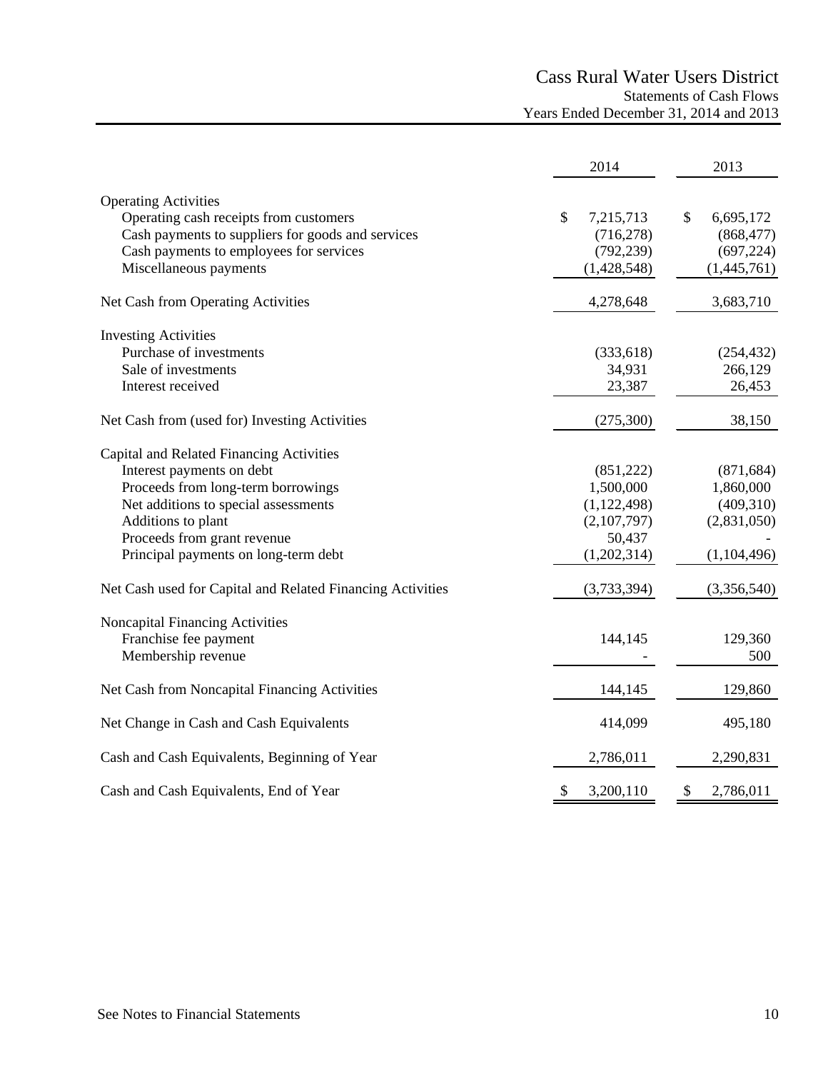# Cass Rural Water Users District

## Statements of Cash Flows

### Years Ended December 31, 2014 and 2013

| | 2014 | 2013 |
|---|---|---|
| **Operating Activities** | | |
| Operating cash receipts from customers | $ 7,215,713 | $ 6,695,172 |
| Cash payments to suppliers for goods and services | (716,278) | (868,477) |
| Cash payments to employees for services | (792,239) | (697,224) |
| Miscellaneous payments | (1,428,548) | (1,445,761) |
| Net Cash from Operating Activities | 4,278,648 | 3,683,710 |
| **Investing Activities** | | |
| Purchase of investments | (333,618) | (254,432) |
| Sale of investments | 34,931 | 266,129 |
| Interest received | 23,387 | 26,453 |
| Net Cash from (used for) Investing Activities | (275,300) | 38,150 |
| **Capital and Related Financing Activities** | | |
| Interest payments on debt | (851,222) | (871,684) |
| Proceeds from long-term borrowings | 1,500,000 | 1,860,000 |
| Net additions to special assessments | (1,122,498) | (409,310) |
| Additions to plant | (2,107,797) | (2,831,050) |
| Proceeds from grant revenue | 50,437 | - |
| Principal payments on long-term debt | (1,202,314) | (1,104,496) |
| Net Cash used for Capital and Related Financing Activities | (3,733,394) | (3,356,540) |
| **Noncapital Financing Activities** | | |
| Franchise fee payment | 144,145 | 129,360 |
| Membership revenue | - | 500 |
| Net Cash from Noncapital Financing Activities | 144,145 | 129,860 |
| Net Change in Cash and Cash Equivalents | 414,099 | 495,180 |
| Cash and Cash Equivalents, Beginning of Year | 2,786,011 | 2,290,831 |
| Cash and Cash Equivalents, End of Year | $ 3,200,110 | $ 2,786,011 |

See Notes to Financial Statements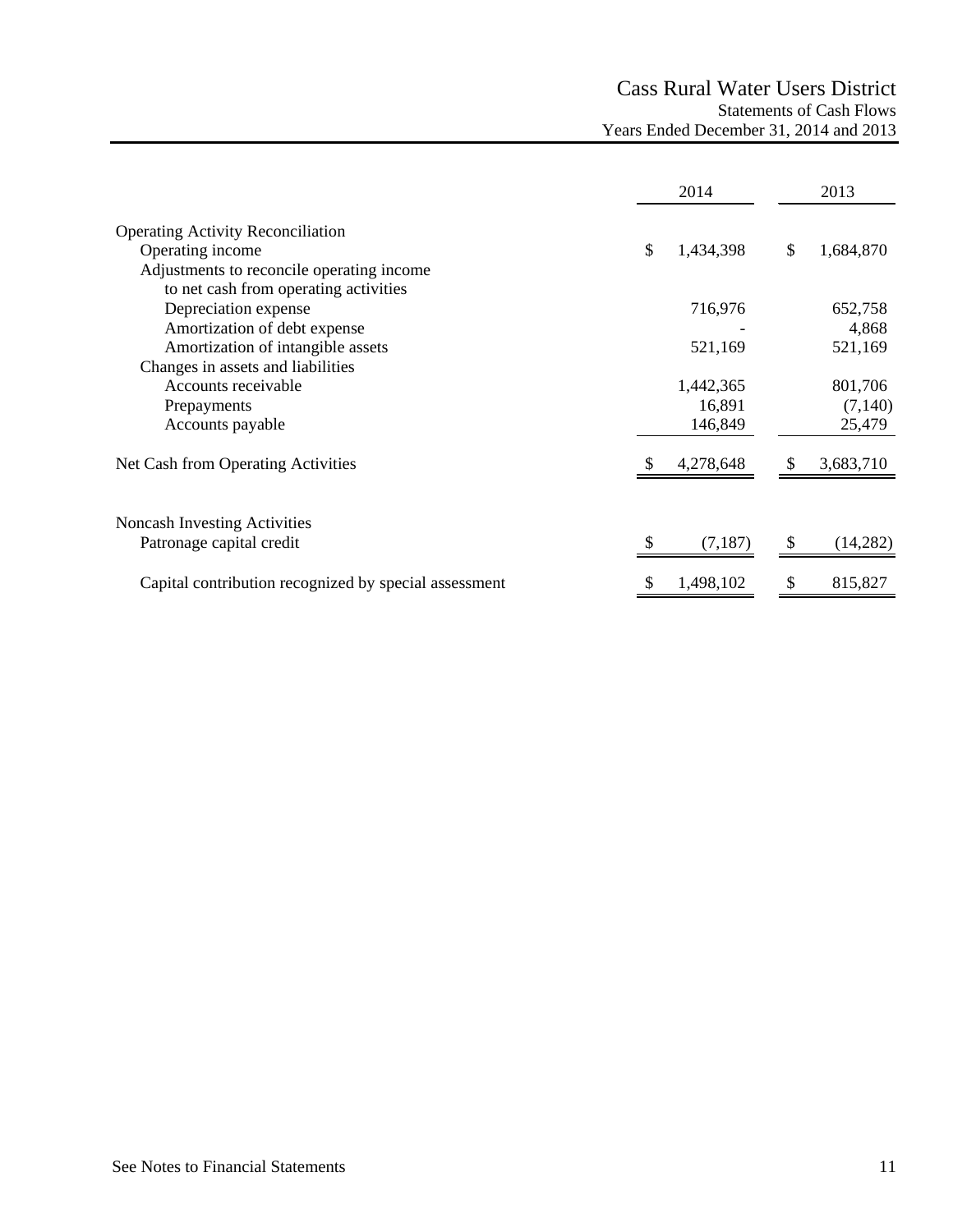# Cass Rural Water Users District

## Statements of Cash Flows

### Years Ended December 31, 2014 and 2013

| | 2014 | 2013 |
|---|---|---|
| **Operating Activity Reconciliation** | | |
| Operating income | $ 1,434,398 | $ 1,684,870 |
| Adjustments to reconcile operating income to net cash from operating activities | | |
| Depreciation expense | 716,976 | 652,758 |
| Amortization of debt expense | - | 4,868 |
| Amortization of intangible assets | 521,169 | 521,169 |
| Changes in assets and liabilities | | |
| Accounts receivable | 1,442,365 | 801,706 |
| Prepayments | 16,891 | (7,140) |
| Accounts payable | 146,849 | 25,479 |
| Net Cash from Operating Activities | $ 4,278,648 | $ 3,683,710 |
| | | |
| **Noncash Investing Activities** | | |
| Patronage capital credit | $ (7,187) | $ (14,282) |
| Capital contribution recognized by special assessment | $ 1,498,102 | $ 815,827 |

See Notes to Financial Statements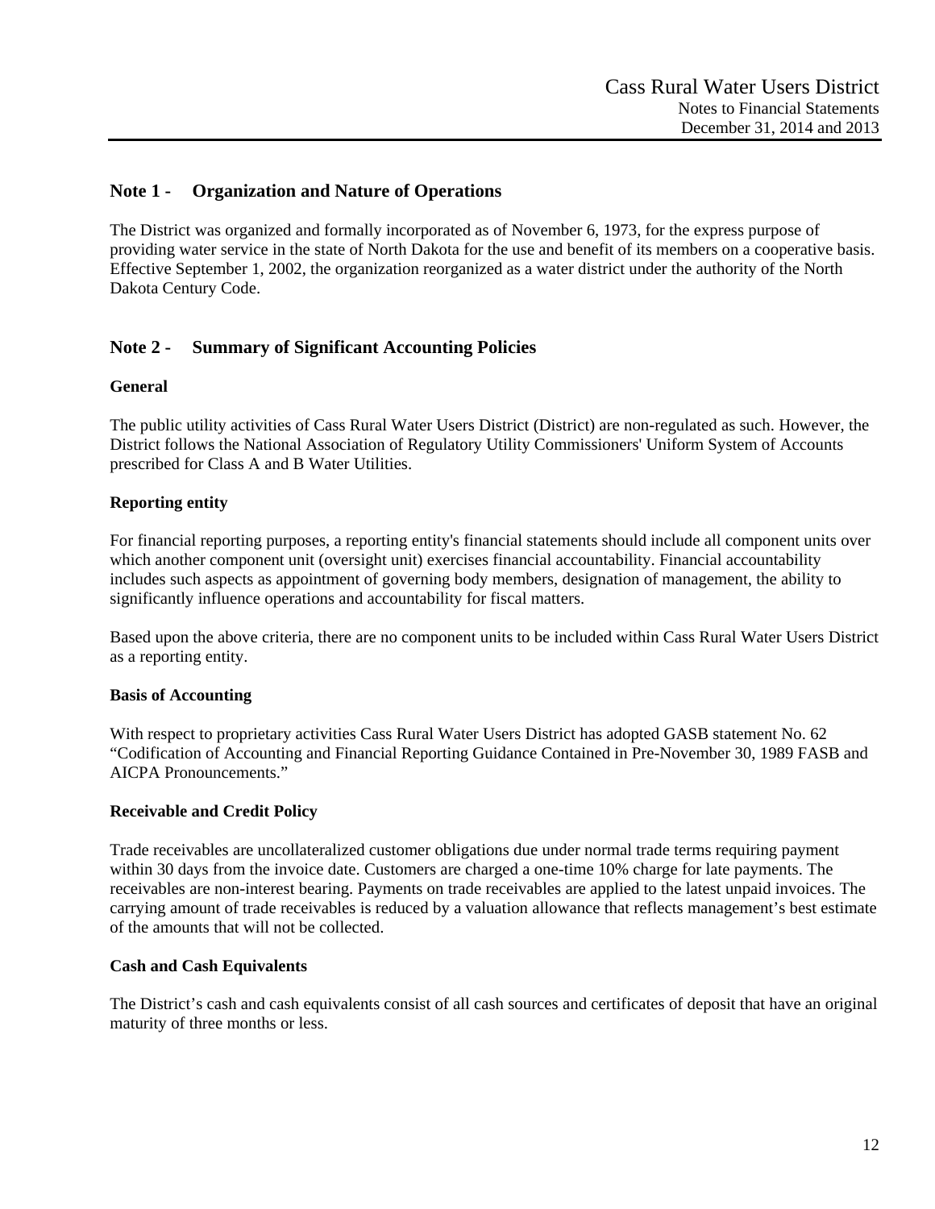## Note 1 - Organization and Nature of Operations

The District was organized and formally incorporated as of November 6, 1973, for the express purpose of providing water service in the state of North Dakota for the use and benefit of its members on a cooperative basis. Effective September 1, 2002, the organization reorganized as a water district under the authority of the North Dakota Century Code.

## Note 2 - Summary of Significant Accounting Policies

### General

The public utility activities of Cass Rural Water Users District (District) are non-regulated as such. However, the District follows the National Association of Regulatory Utility Commissioners' Uniform System of Accounts prescribed for Class A and B Water Utilities.

### Reporting entity

For financial reporting purposes, a reporting entity's financial statements should include all component units over which another component unit (oversight unit) exercises financial accountability. Financial accountability includes such aspects as appointment of governing body members, designation of management, the ability to significantly influence operations and accountability for fiscal matters.

Based upon the above criteria, there are no component units to be included within Cass Rural Water Users District as a reporting entity.

### Basis of Accounting

With respect to proprietary activities Cass Rural Water Users District has adopted GASB statement No. 62 “Codification of Accounting and Financial Reporting Guidance Contained in Pre-November 30, 1989 FASB and AICPA Pronouncements.”

### Receivable and Credit Policy

Trade receivables are uncollateralized customer obligations due under normal trade terms requiring payment within 30 days from the invoice date. Customers are charged a one-time 10% charge for late payments. The receivables are non-interest bearing. Payments on trade receivables are applied to the latest unpaid invoices. The carrying amount of trade receivables is reduced by a valuation allowance that reflects management’s best estimate of the amounts that will not be collected.

### Cash and Cash Equivalents

The District’s cash and cash equivalents consist of all cash sources and certificates of deposit that have an original maturity of three months or less.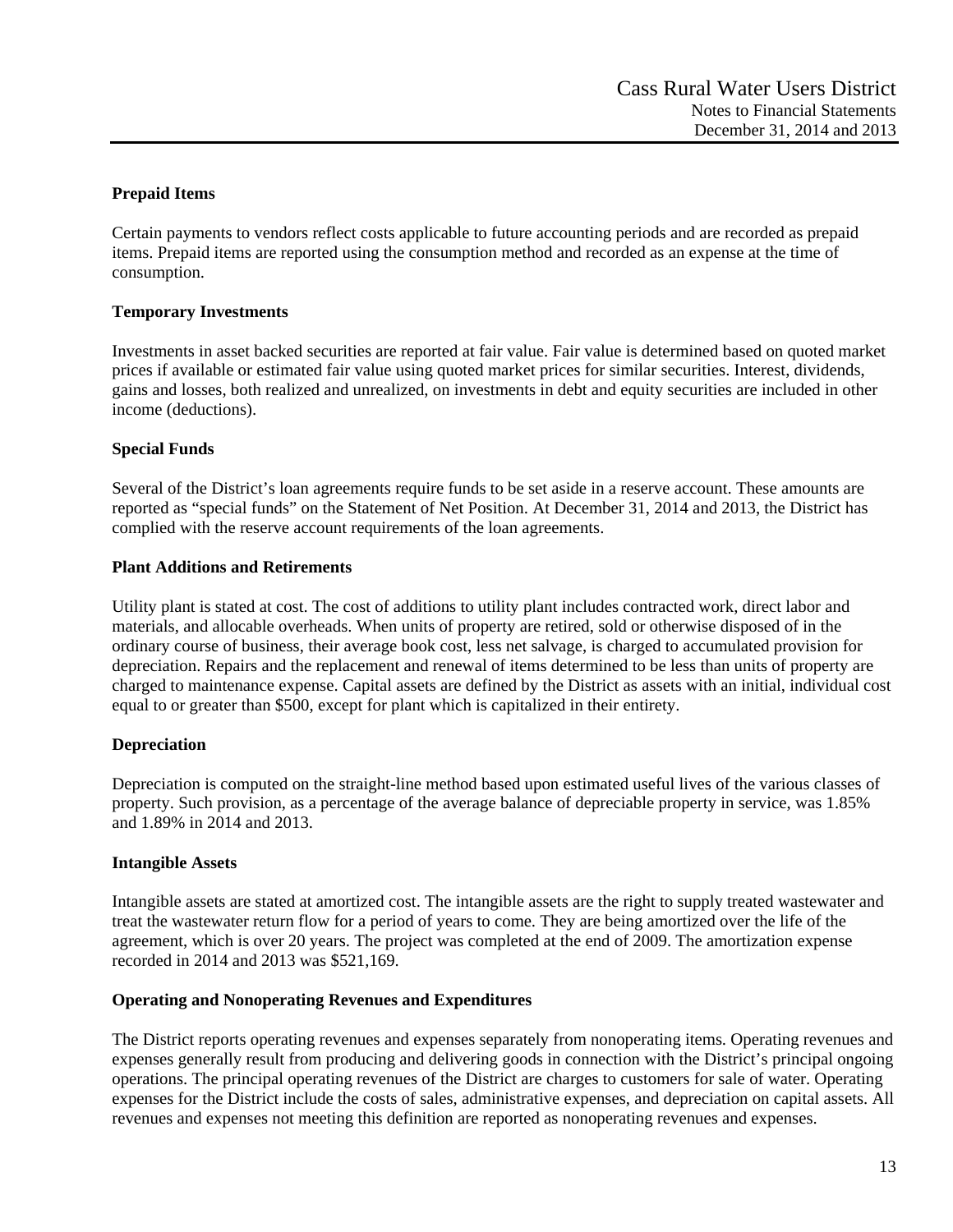**Prepaid Items**

Certain payments to vendors reflect costs applicable to future accounting periods and are recorded as prepaid items. Prepaid items are reported using the consumption method and recorded as an expense at the time of consumption.

**Temporary Investments**

Investments in asset backed securities are reported at fair value. Fair value is determined based on quoted market prices if available or estimated fair value using quoted market prices for similar securities. Interest, dividends, gains and losses, both realized and unrealized, on investments in debt and equity securities are included in other income (deductions).

**Special Funds**

Several of the District's loan agreements require funds to be set aside in a reserve account. These amounts are reported as "special funds" on the Statement of Net Position. At December 31, 2014 and 2013, the District has complied with the reserve account requirements of the loan agreements.

**Plant Additions and Retirements**

Utility plant is stated at cost. The cost of additions to utility plant includes contracted work, direct labor and materials, and allocable overheads. When units of property are retired, sold or otherwise disposed of in the ordinary course of business, their average book cost, less net salvage, is charged to accumulated provision for depreciation. Repairs and the replacement and renewal of items determined to be less than units of property are charged to maintenance expense. Capital assets are defined by the District as assets with an initial, individual cost equal to or greater than $500, except for plant which is capitalized in their entirety.

**Depreciation**

Depreciation is computed on the straight-line method based upon estimated useful lives of the various classes of property. Such provision, as a percentage of the average balance of depreciable property in service, was 1.85% and 1.89% in 2014 and 2013.

**Intangible Assets**

Intangible assets are stated at amortized cost. The intangible assets are the right to supply treated wastewater and treat the wastewater return flow for a period of years to come. They are being amortized over the life of the agreement, which is over 20 years. The project was completed at the end of 2009. The amortization expense recorded in 2014 and 2013 was $521,169.

**Operating and Nonoperating Revenues and Expenditures**

The District reports operating revenues and expenses separately from nonoperating items. Operating revenues and expenses generally result from producing and delivering goods in connection with the District's principal ongoing operations. The principal operating revenues of the District are charges to customers for sale of water. Operating expenses for the District include the costs of sales, administrative expenses, and depreciation on capital assets. All revenues and expenses not meeting this definition are reported as nonoperating revenues and expenses.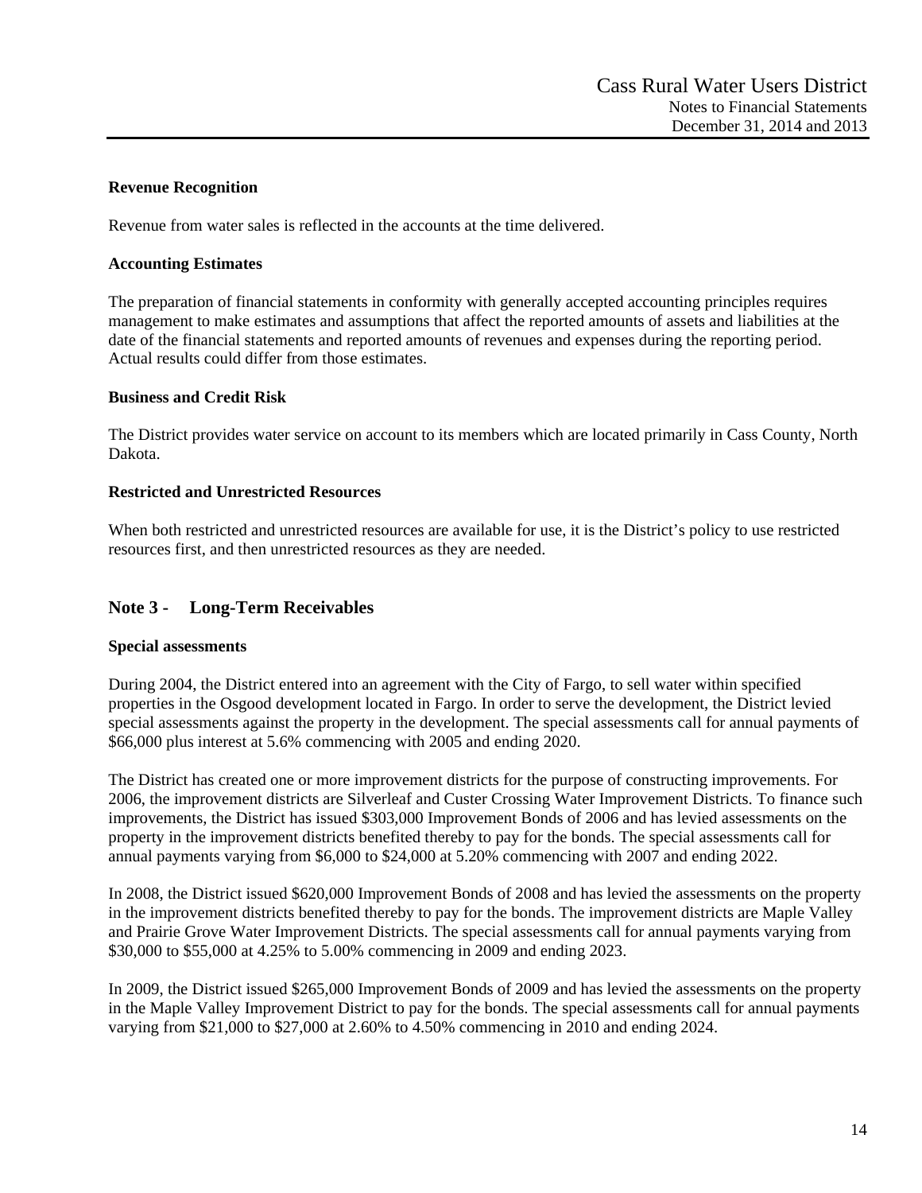**Revenue Recognition**

Revenue from water sales is reflected in the accounts at the time delivered.

**Accounting Estimates**

The preparation of financial statements in conformity with generally accepted accounting principles requires management to make estimates and assumptions that affect the reported amounts of assets and liabilities at the date of the financial statements and reported amounts of revenues and expenses during the reporting period. Actual results could differ from those estimates.

**Business and Credit Risk**

The District provides water service on account to its members which are located primarily in Cass County, North Dakota.

**Restricted and Unrestricted Resources**

When both restricted and unrestricted resources are available for use, it is the District's policy to use restricted resources first, and then unrestricted resources as they are needed.

## Note 3 - Long-Term Receivables

**Special assessments**

During 2004, the District entered into an agreement with the City of Fargo, to sell water within specified properties in the Osgood development located in Fargo. In order to serve the development, the District levied special assessments against the property in the development. The special assessments call for annual payments of $66,000 plus interest at 5.6% commencing with 2005 and ending 2020.

The District has created one or more improvement districts for the purpose of constructing improvements. For 2006, the improvement districts are Silverleaf and Custer Crossing Water Improvement Districts. To finance such improvements, the District has issued $303,000 Improvement Bonds of 2006 and has levied assessments on the property in the improvement districts benefited thereby to pay for the bonds. The special assessments call for annual payments varying from $6,000 to $24,000 at 5.20% commencing with 2007 and ending 2022.

In 2008, the District issued $620,000 Improvement Bonds of 2008 and has levied the assessments on the property in the improvement districts benefited thereby to pay for the bonds. The improvement districts are Maple Valley and Prairie Grove Water Improvement Districts. The special assessments call for annual payments varying from $30,000 to $55,000 at 4.25% to 5.00% commencing in 2009 and ending 2023.

In 2009, the District issued $265,000 Improvement Bonds of 2009 and has levied the assessments on the property in the Maple Valley Improvement District to pay for the bonds. The special assessments call for annual payments varying from $21,000 to $27,000 at 2.60% to 4.50% commencing in 2010 and ending 2024.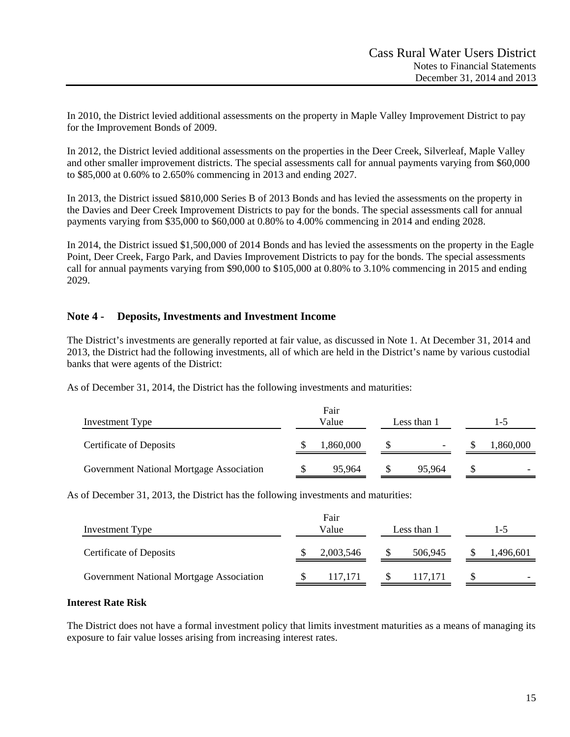In 2010, the District levied additional assessments on the property in Maple Valley Improvement District to pay for the Improvement Bonds of 2009.

In 2012, the District levied additional assessments on the properties in the Deer Creek, Silverleaf, Maple Valley and other smaller improvement districts. The special assessments call for annual payments varying from $60,000 to $85,000 at 0.60% to 2.650% commencing in 2013 and ending 2027.

In 2013, the District issued $810,000 Series B of 2013 Bonds and has levied the assessments on the property in the Davies and Deer Creek Improvement Districts to pay for the bonds. The special assessments call for annual payments varying from $35,000 to $60,000 at 0.80% to 4.00% commencing in 2014 and ending 2028.

In 2014, the District issued $1,500,000 of 2014 Bonds and has levied the assessments on the property in the Eagle Point, Deer Creek, Fargo Park, and Davies Improvement Districts to pay for the bonds. The special assessments call for annual payments varying from $90,000 to $105,000 at 0.80% to 3.10% commencing in 2015 and ending 2029.

## Note 4 - Deposits, Investments and Investment Income

The District's investments are generally reported at fair value, as discussed in Note 1. At December 31, 2014 and 2013, the District had the following investments, all of which are held in the District's name by various custodial banks that were agents of the District:

As of December 31, 2014, the District has the following investments and maturities:

| Investment Type | Fair Value | Less than 1 | 1-5 |
|---|---|---|---|
| Certificate of Deposits | $ 1,860,000 | $ - | $ 1,860,000 |
| Government National Mortgage Association | $ 95,964 | $ 95,964 | $ - |

As of December 31, 2013, the District has the following investments and maturities:

| Investment Type | Fair Value | Less than 1 | 1-5 |
|---|---|---|---|
| Certificate of Deposits | $ 2,003,546 | $ 506,945 | $ 1,496,601 |
| Government National Mortgage Association | $ 117,171 | $ 117,171 | $ - |

**Interest Rate Risk**

The District does not have a formal investment policy that limits investment maturities as a means of managing its exposure to fair value losses arising from increasing interest rates.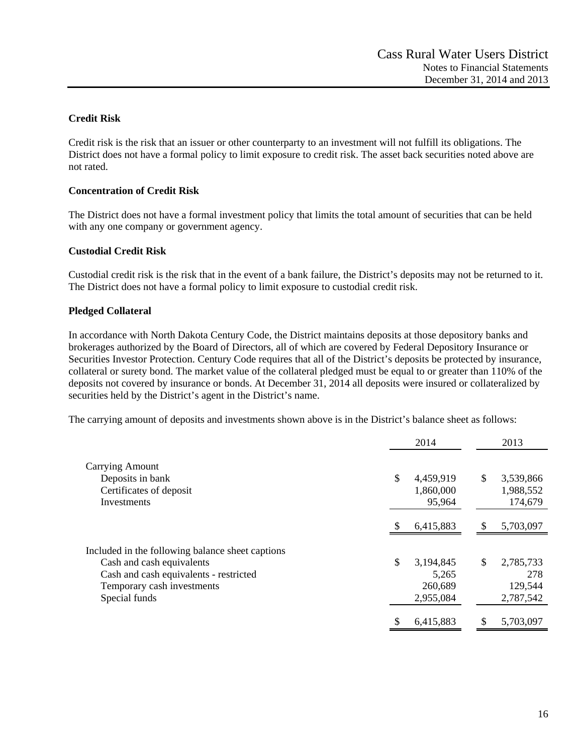**Credit Risk**

Credit risk is the risk that an issuer or other counterparty to an investment will not fulfill its obligations. The District does not have a formal policy to limit exposure to credit risk. The asset back securities noted above are not rated.

**Concentration of Credit Risk**

The District does not have a formal investment policy that limits the total amount of securities that can be held with any one company or government agency.

**Custodial Credit Risk**

Custodial credit risk is the risk that in the event of a bank failure, the District's deposits may not be returned to it. The District does not have a formal policy to limit exposure to custodial credit risk.

**Pledged Collateral**

In accordance with North Dakota Century Code, the District maintains deposits at those depository banks and brokerages authorized by the Board of Directors, all of which are covered by Federal Depository Insurance or Securities Investor Protection. Century Code requires that all of the District's deposits be protected by insurance, collateral or surety bond. The market value of the collateral pledged must be equal to or greater than 110% of the deposits not covered by insurance or bonds. At December 31, 2014 all deposits were insured or collateralized by securities held by the District's agent in the District's name.

The carrying amount of deposits and investments shown above is in the District's balance sheet as follows:

| | 2014 | 2013 |
|---|---|---|
| Carrying Amount | | |
| Deposits in bank | $ 4,459,919 | $ 3,539,866 |
| Certificates of deposit | 1,860,000 | 1,988,552 |
| Investments | 95,964 | 174,679 |
| | $ 6,415,883 | $ 5,703,097 |
| Included in the following balance sheet captions | | |
| Cash and cash equivalents | $ 3,194,845 | $ 2,785,733 |
| Cash and cash equivalents - restricted | 5,265 | 278 |
| Temporary cash investments | 260,689 | 129,544 |
| Special funds | 2,955,084 | 2,787,542 |
| | $ 6,415,883 | $ 5,703,097 |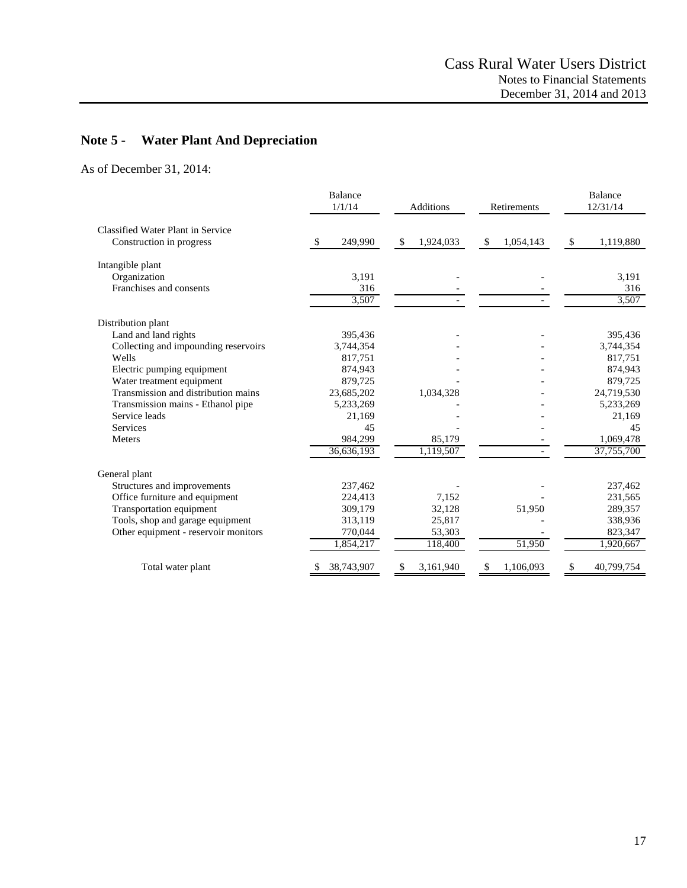## Note 5 - Water Plant And Depreciation

As of December 31, 2014:

| | Balance 1/1/14 | Additions | Retirements | Balance 12/31/14 |
|---|---|---|---|---|
| Classified Water Plant in Service | | | | |
| Construction in progress | $ 249,990 | $ 1,924,033 | $ 1,054,143 | $ 1,119,880 |
| Intangible plant | | | | |
| Organization | 3,191 | - | - | 3,191 |
| Franchises and consents | 316 | - | - | 316 |
| | 3,507 | - | - | 3,507 |
| Distribution plant | | | | |
| Land and land rights | 395,436 | - | - | 395,436 |
| Collecting and impounding reservoirs | 3,744,354 | - | - | 3,744,354 |
| Wells | 817,751 | - | - | 817,751 |
| Electric pumping equipment | 874,943 | - | - | 874,943 |
| Water treatment equipment | 879,725 | - | - | 879,725 |
| Transmission and distribution mains | 23,685,202 | 1,034,328 | - | 24,719,530 |
| Transmission mains - Ethanol pipe | 5,233,269 | - | - | 5,233,269 |
| Service leads | 21,169 | - | - | 21,169 |
| Services | 45 | - | - | 45 |
| Meters | 984,299 | 85,179 | - | 1,069,478 |
| | 36,636,193 | 1,119,507 | - | 37,755,700 |
| General plant | | | | |
| Structures and improvements | 237,462 | - | - | 237,462 |
| Office furniture and equipment | 224,413 | 7,152 | - | 231,565 |
| Transportation equipment | 309,179 | 32,128 | 51,950 | 289,357 |
| Tools, shop and garage equipment | 313,119 | 25,817 | - | 338,936 |
| Other equipment - reservoir monitors | 770,044 | 53,303 | - | 823,347 |
| | 1,854,217 | 118,400 | 51,950 | 1,920,667 |
| Total water plant | $ 38,743,907 | $ 3,161,940 | $ 1,106,093 | $ 40,799,754 |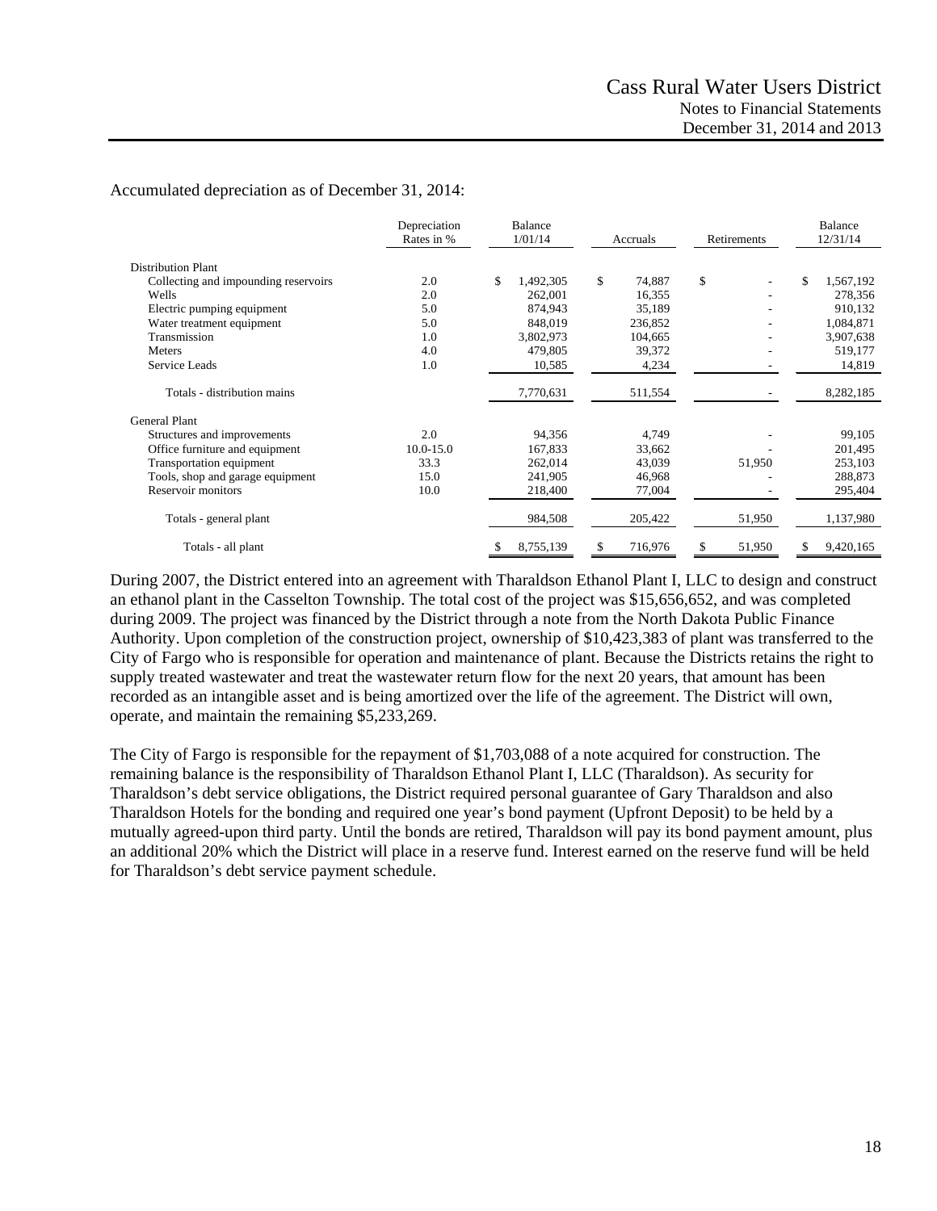Accumulated depreciation as of December 31, 2014:

| | Depreciation Rates in % | Balance 1/01/14 | Accruals | Retirements | Balance 12/31/14 |
|---|---|---|---|---|---|
| Distribution Plant | | | | | |
| Collecting and impounding reservoirs | 2.0 | $ 1,492,305 | $ 74,887 | $ - | $ 1,567,192 |
| Wells | 2.0 | 262,001 | 16,355 | - | 278,356 |
| Electric pumping equipment | 5.0 | 874,943 | 35,189 | - | 910,132 |
| Water treatment equipment | 5.0 | 848,019 | 236,852 | - | 1,084,871 |
| Transmission | 1.0 | 3,802,973 | 104,665 | - | 3,907,638 |
| Meters | 4.0 | 479,805 | 39,372 | - | 519,177 |
| Service Leads | 1.0 | 10,585 | 4,234 | - | 14,819 |
| Totals - distribution mains | | 7,770,631 | 511,554 | - | 8,282,185 |
| General Plant | | | | | |
| Structures and improvements | 2.0 | 94,356 | 4,749 | - | 99,105 |
| Office furniture and equipment | 10.0-15.0 | 167,833 | 33,662 | - | 201,495 |
| Transportation equipment | 33.3 | 262,014 | 43,039 | 51,950 | 253,103 |
| Tools, shop and garage equipment | 15.0 | 241,905 | 46,968 | - | 288,873 |
| Reservoir monitors | 10.0 | 218,400 | 77,004 | - | 295,404 |
| Totals - general plant | | 984,508 | 205,422 | 51,950 | 1,137,980 |
| Totals - all plant | | $ 8,755,139 | $ 716,976 | $ 51,950 | $ 9,420,165 |

During 2007, the District entered into an agreement with Tharaldson Ethanol Plant I, LLC to design and construct an ethanol plant in the Casselton Township. The total cost of the project was $15,656,652, and was completed during 2009. The project was financed by the District through a note from the North Dakota Public Finance Authority. Upon completion of the construction project, ownership of $10,423,383 of plant was transferred to the City of Fargo who is responsible for operation and maintenance of plant. Because the Districts retains the right to supply treated wastewater and treat the wastewater return flow for the next 20 years, that amount has been recorded as an intangible asset and is being amortized over the life of the agreement. The District will own, operate, and maintain the remaining $5,233,269.

The City of Fargo is responsible for the repayment of $1,703,088 of a note acquired for construction. The remaining balance is the responsibility of Tharaldson Ethanol Plant I, LLC (Tharaldson). As security for Tharaldson's debt service obligations, the District required personal guarantee of Gary Tharaldson and also Tharaldson Hotels for the bonding and required one year's bond payment (Upfront Deposit) to be held by a mutually agreed-upon third party. Until the bonds are retired, Tharaldson will pay its bond payment amount, plus an additional 20% which the District will place in a reserve fund. Interest earned on the reserve fund will be held for Tharaldson's debt service payment schedule.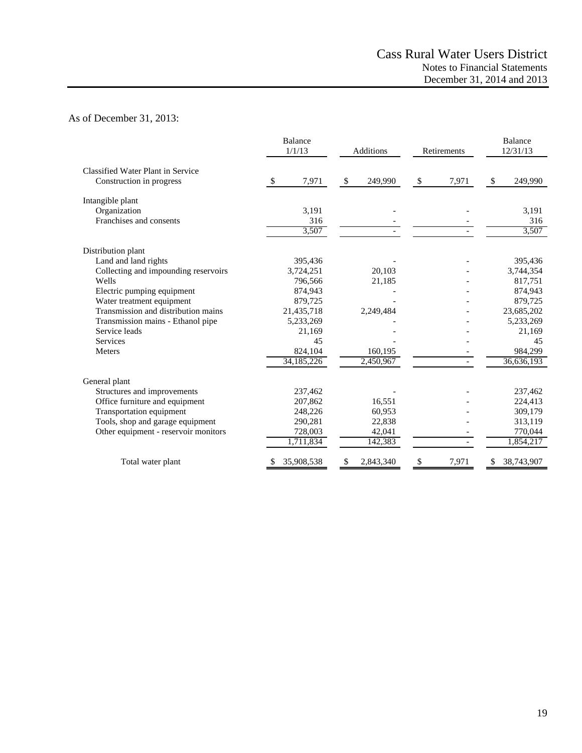As of December 31, 2013:

| | Balance 1/1/13 | Additions | Retirements | Balance 12/31/13 |
|---|---|---|---|---|
| Classified Water Plant in Service | | | | |
| Construction in progress | $ 7,971 | $ 249,990 | $ 7,971 | $ 249,990 |
| Intangible plant | | | | |
| Organization | 3,191 | - | - | 3,191 |
| Franchises and consents | 316 | - | - | 316 |
| | 3,507 | - | - | 3,507 |
| Distribution plant | | | | |
| Land and land rights | 395,436 | - | - | 395,436 |
| Collecting and impounding reservoirs | 3,724,251 | 20,103 | - | 3,744,354 |
| Wells | 796,566 | 21,185 | - | 817,751 |
| Electric pumping equipment | 874,943 | - | - | 874,943 |
| Water treatment equipment | 879,725 | - | - | 879,725 |
| Transmission and distribution mains | 21,435,718 | 2,249,484 | - | 23,685,202 |
| Transmission mains - Ethanol pipe | 5,233,269 | - | - | 5,233,269 |
| Service leads | 21,169 | - | - | 21,169 |
| Services | 45 | - | - | 45 |
| Meters | 824,104 | 160,195 | - | 984,299 |
| | 34,185,226 | 2,450,967 | - | 36,636,193 |
| General plant | | | | |
| Structures and improvements | 237,462 | - | - | 237,462 |
| Office furniture and equipment | 207,862 | 16,551 | - | 224,413 |
| Transportation equipment | 248,226 | 60,953 | - | 309,179 |
| Tools, shop and garage equipment | 290,281 | 22,838 | - | 313,119 |
| Other equipment - reservoir monitors | 728,003 | 42,041 | - | 770,044 |
| | 1,711,834 | 142,383 | - | 1,854,217 |
| Total water plant | $ 35,908,538 | $ 2,843,340 | $ 7,971 | $ 38,743,907 |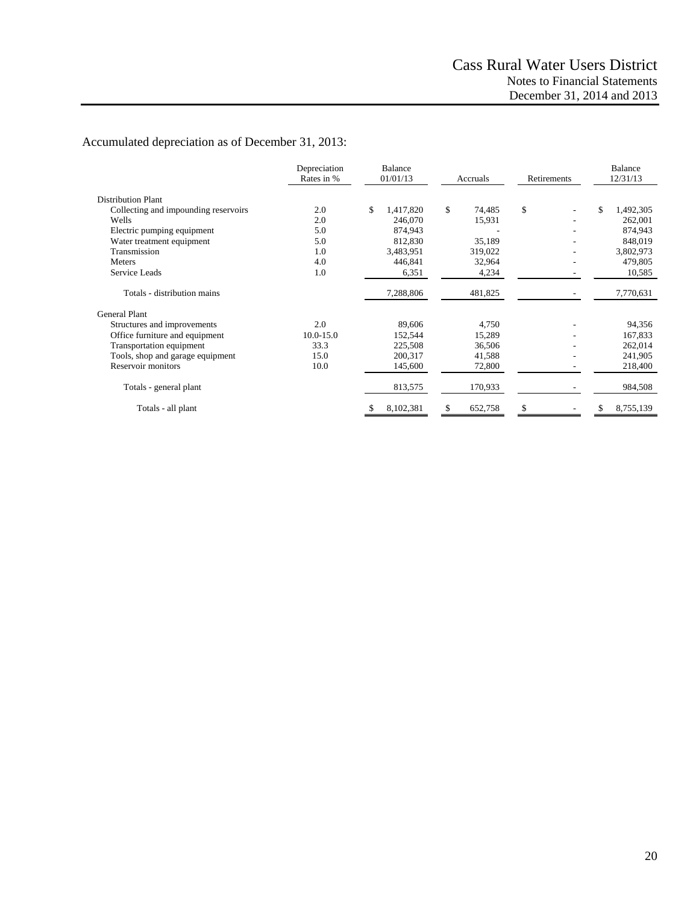Accumulated depreciation as of December 31, 2013:

| | Depreciation Rates in % | Balance 01/01/13 | Accruals | Retirements | Balance 12/31/13 |
|---|---|---|---|---|---|
| Distribution Plant | | | | | |
| Collecting and impounding reservoirs | 2.0 | $ 1,417,820 | $ 74,485 | $ - | $ 1,492,305 |
| Wells | 2.0 | 246,070 | 15,931 | - | 262,001 |
| Electric pumping equipment | 5.0 | 874,943 | - | - | 874,943 |
| Water treatment equipment | 5.0 | 812,830 | 35,189 | - | 848,019 |
| Transmission | 1.0 | 3,483,951 | 319,022 | - | 3,802,973 |
| Meters | 4.0 | 446,841 | 32,964 | - | 479,805 |
| Service Leads | 1.0 | 6,351 | 4,234 | - | 10,585 |
| Totals - distribution mains | | 7,288,806 | 481,825 | - | 7,770,631 |
| General Plant | | | | | |
| Structures and improvements | 2.0 | 89,606 | 4,750 | - | 94,356 |
| Office furniture and equipment | 10.0-15.0 | 152,544 | 15,289 | - | 167,833 |
| Transportation equipment | 33.3 | 225,508 | 36,506 | - | 262,014 |
| Tools, shop and garage equipment | 15.0 | 200,317 | 41,588 | - | 241,905 |
| Reservoir monitors | 10.0 | 145,600 | 72,800 | - | 218,400 |
| Totals - general plant | | 813,575 | 170,933 | - | 984,508 |
| Totals - all plant | | $ 8,102,381 | $ 652,758 | $ - | $ 8,755,139 |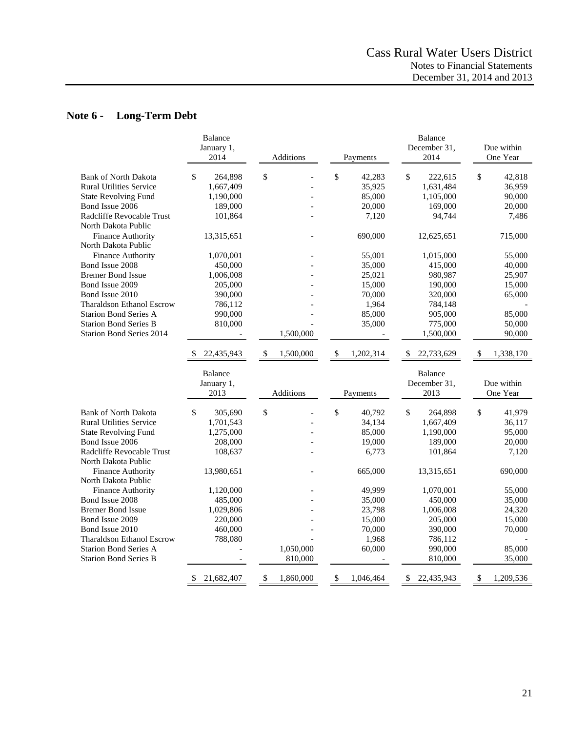## Note 6 - Long-Term Debt

| | Balance January 1, 2014 | Additions | Payments | Balance December 31, 2014 | Due within One Year |
|---|---|---|---|---|---|
| Bank of North Dakota | $ 264,898 | $ - | $ 42,283 | $ 222,615 | $ 42,818 |
| Rural Utilities Service | 1,667,409 | - | 35,925 | 1,631,484 | 36,959 |
| State Revolving Fund | 1,190,000 | - | 85,000 | 1,105,000 | 90,000 |
| Bond Issue 2006 | 189,000 | - | 20,000 | 169,000 | 20,000 |
| Radcliffe Revocable Trust | 101,864 | - | 7,120 | 94,744 | 7,486 |
| North Dakota Public Finance Authority | 13,315,651 | - | 690,000 | 12,625,651 | 715,000 |
| North Dakota Public Finance Authority | 1,070,001 | - | 55,001 | 1,015,000 | 55,000 |
| Bond Issue 2008 | 450,000 | - | 35,000 | 415,000 | 40,000 |
| Bremer Bond Issue | 1,006,008 | - | 25,021 | 980,987 | 25,907 |
| Bond Issue 2009 | 205,000 | - | 15,000 | 190,000 | 15,000 |
| Bond Issue 2010 | 390,000 | - | 70,000 | 320,000 | 65,000 |
| Tharaldson Ethanol Escrow | 786,112 | - | 1,964 | 784,148 | - |
| Starion Bond Series A | 990,000 | - | 85,000 | 905,000 | 85,000 |
| Starion Bond Series B | 810,000 | - | 35,000 | 775,000 | 50,000 |
| Starion Bond Series 2014 | - | 1,500,000 | - | 1,500,000 | 90,000 |
| | $ 22,435,943 | $ 1,500,000 | $ 1,202,314 | $ 22,733,629 | $ 1,338,170 |

| | Balance January 1, 2013 | Additions | Payments | Balance December 31, 2013 | Due within One Year |
|---|---|---|---|---|---|
| Bank of North Dakota | $ 305,690 | $ - | $ 40,792 | $ 264,898 | $ 41,979 |
| Rural Utilities Service | 1,701,543 | - | 34,134 | 1,667,409 | 36,117 |
| State Revolving Fund | 1,275,000 | - | 85,000 | 1,190,000 | 95,000 |
| Bond Issue 2006 | 208,000 | - | 19,000 | 189,000 | 20,000 |
| Radcliffe Revocable Trust | 108,637 | - | 6,773 | 101,864 | 7,120 |
| North Dakota Public Finance Authority | 13,980,651 | - | 665,000 | 13,315,651 | 690,000 |
| North Dakota Public Finance Authority | 1,120,000 | - | 49,999 | 1,070,001 | 55,000 |
| Bond Issue 2008 | 485,000 | - | 35,000 | 450,000 | 35,000 |
| Bremer Bond Issue | 1,029,806 | - | 23,798 | 1,006,008 | 24,320 |
| Bond Issue 2009 | 220,000 | - | 15,000 | 205,000 | 15,000 |
| Bond Issue 2010 | 460,000 | - | 70,000 | 390,000 | 70,000 |
| Tharaldson Ethanol Escrow | 788,080 | | 1,968 | 786,112 | - |
| Starion Bond Series A | - | 1,050,000 | 60,000 | 990,000 | 85,000 |
| Starion Bond Series B | - | 810,000 | - | 810,000 | 35,000 |
| | $ 21,682,407 | $ 1,860,000 | $ 1,046,464 | $ 22,435,943 | $ 1,209,536 |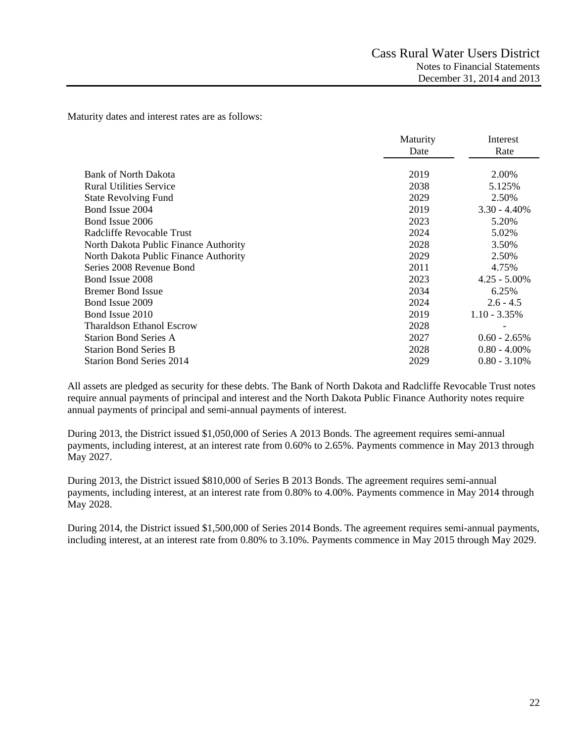Maturity dates and interest rates are as follows:

| | Maturity Date | Interest Rate |
|---|---|---|
| Bank of North Dakota | 2019 | 2.00% |
| Rural Utilities Service | 2038 | 5.125% |
| State Revolving Fund | 2029 | 2.50% |
| Bond Issue 2004 | 2019 | 3.30 - 4.40% |
| Bond Issue 2006 | 2023 | 5.20% |
| Radcliffe Revocable Trust | 2024 | 5.02% |
| North Dakota Public Finance Authority | 2028 | 3.50% |
| North Dakota Public Finance Authority | 2029 | 2.50% |
| Series 2008 Revenue Bond | 2011 | 4.75% |
| Bond Issue 2008 | 2023 | 4.25 - 5.00% |
| Bremer Bond Issue | 2034 | 6.25% |
| Bond Issue 2009 | 2024 | 2.6 - 4.5 |
| Bond Issue 2010 | 2019 | 1.10 - 3.35% |
| Tharaldson Ethanol Escrow | 2028 | - |
| Starion Bond Series A | 2027 | 0.60 - 2.65% |
| Starion Bond Series B | 2028 | 0.80 - 4.00% |
| Starion Bond Series 2014 | 2029 | 0.80 - 3.10% |

All assets are pledged as security for these debts. The Bank of North Dakota and Radcliffe Revocable Trust notes require annual payments of principal and interest and the North Dakota Public Finance Authority notes require annual payments of principal and semi-annual payments of interest.

During 2013, the District issued $1,050,000 of Series A 2013 Bonds. The agreement requires semi-annual payments, including interest, at an interest rate from 0.60% to 2.65%. Payments commence in May 2013 through May 2027.

During 2013, the District issued $810,000 of Series B 2013 Bonds. The agreement requires semi-annual payments, including interest, at an interest rate from 0.80% to 4.00%. Payments commence in May 2014 through May 2028.

During 2014, the District issued $1,500,000 of Series 2014 Bonds. The agreement requires semi-annual payments, including interest, at an interest rate from 0.80% to 3.10%. Payments commence in May 2015 through May 2029.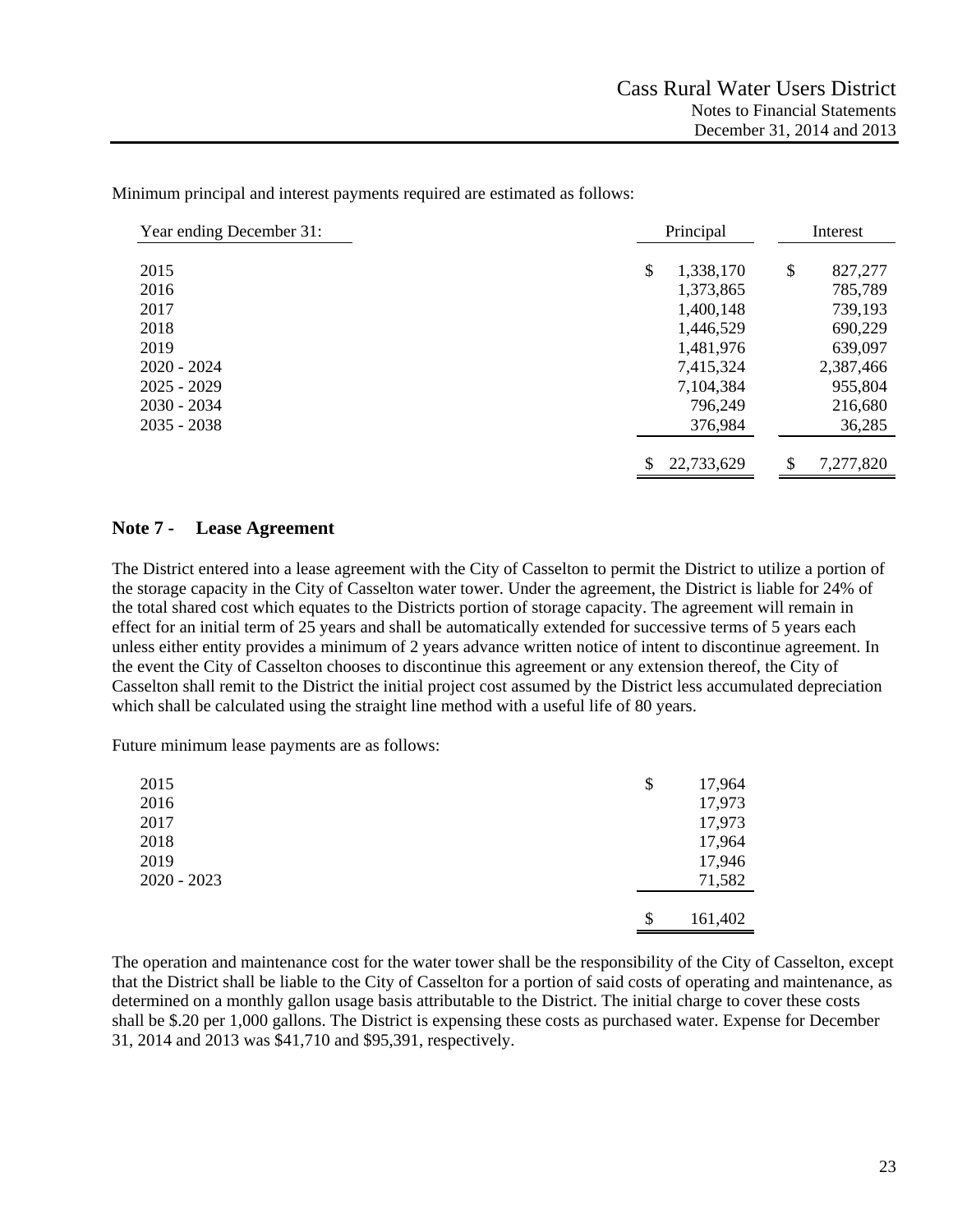Minimum principal and interest payments required are estimated as follows:

| Year ending December 31: | Principal | Interest |
|---|---|---|
| 2015 | $ 1,338,170 | $ 827,277 |
| 2016 | 1,373,865 | 785,789 |
| 2017 | 1,400,148 | 739,193 |
| 2018 | 1,446,529 | 690,229 |
| 2019 | 1,481,976 | 639,097 |
| 2020 - 2024 | 7,415,324 | 2,387,466 |
| 2025 - 2029 | 7,104,384 | 955,804 |
| 2030 - 2034 | 796,249 | 216,680 |
| 2035 - 2038 | 376,984 | 36,285 |
| | $ 22,733,629 | $ 7,277,820 |

## Note 7 - Lease Agreement

The District entered into a lease agreement with the City of Casselton to permit the District to utilize a portion of the storage capacity in the City of Casselton water tower. Under the agreement, the District is liable for 24% of the total shared cost which equates to the Districts portion of storage capacity. The agreement will remain in effect for an initial term of 25 years and shall be automatically extended for successive terms of 5 years each unless either entity provides a minimum of 2 years advance written notice of intent to discontinue agreement. In the event the City of Casselton chooses to discontinue this agreement or any extension thereof, the City of Casselton shall remit to the District the initial project cost assumed by the District less accumulated depreciation which shall be calculated using the straight line method with a useful life of 80 years.

Future minimum lease payments are as follows:

| | |
|---|---|
| 2015 | $ 17,964 |
| 2016 | 17,973 |
| 2017 | 17,973 |
| 2018 | 17,964 |
| 2019 | 17,946 |
| 2020 - 2023 | 71,582 |
| | $ 161,402 |

The operation and maintenance cost for the water tower shall be the responsibility of the City of Casselton, except that the District shall be liable to the City of Casselton for a portion of said costs of operating and maintenance, as determined on a monthly gallon usage basis attributable to the District. The initial charge to cover these costs shall be $.20 per 1,000 gallons. The District is expensing these costs as purchased water. Expense for December 31, 2014 and 2013 was $41,710 and $95,391, respectively.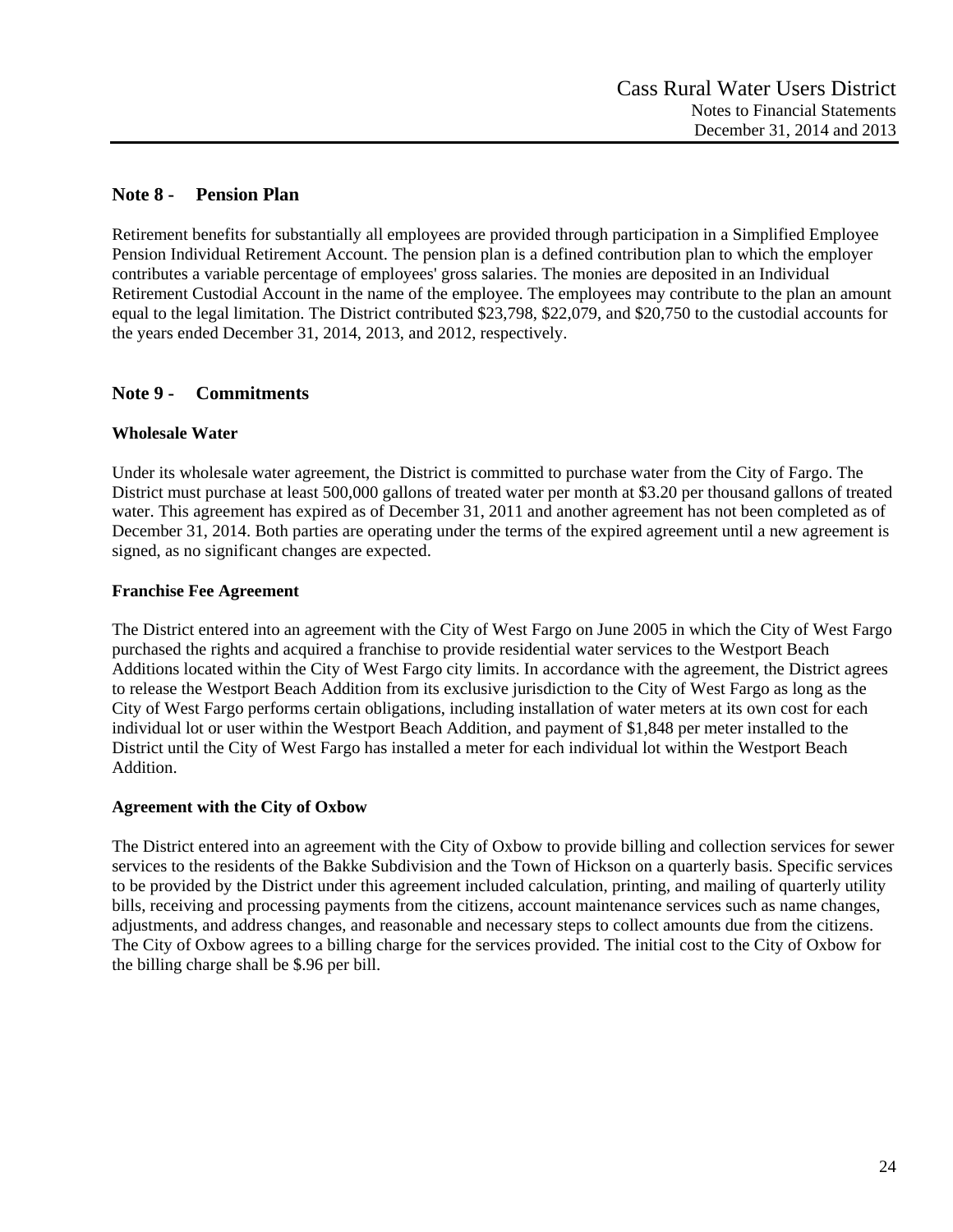## Note 8 - Pension Plan

Retirement benefits for substantially all employees are provided through participation in a Simplified Employee Pension Individual Retirement Account. The pension plan is a defined contribution plan to which the employer contributes a variable percentage of employees' gross salaries. The monies are deposited in an Individual Retirement Custodial Account in the name of the employee. The employees may contribute to the plan an amount equal to the legal limitation. The District contributed $23,798, $22,079, and $20,750 to the custodial accounts for the years ended December 31, 2014, 2013, and 2012, respectively.

## Note 9 - Commitments

### Wholesale Water

Under its wholesale water agreement, the District is committed to purchase water from the City of Fargo. The District must purchase at least 500,000 gallons of treated water per month at $3.20 per thousand gallons of treated water. This agreement has expired as of December 31, 2011 and another agreement has not been completed as of December 31, 2014. Both parties are operating under the terms of the expired agreement until a new agreement is signed, as no significant changes are expected.

### Franchise Fee Agreement

The District entered into an agreement with the City of West Fargo on June 2005 in which the City of West Fargo purchased the rights and acquired a franchise to provide residential water services to the Westport Beach Additions located within the City of West Fargo city limits. In accordance with the agreement, the District agrees to release the Westport Beach Addition from its exclusive jurisdiction to the City of West Fargo as long as the City of West Fargo performs certain obligations, including installation of water meters at its own cost for each individual lot or user within the Westport Beach Addition, and payment of $1,848 per meter installed to the District until the City of West Fargo has installed a meter for each individual lot within the Westport Beach Addition.

### Agreement with the City of Oxbow

The District entered into an agreement with the City of Oxbow to provide billing and collection services for sewer services to the residents of the Bakke Subdivision and the Town of Hickson on a quarterly basis. Specific services to be provided by the District under this agreement included calculation, printing, and mailing of quarterly utility bills, receiving and processing payments from the citizens, account maintenance services such as name changes, adjustments, and address changes, and reasonable and necessary steps to collect amounts due from the citizens. The City of Oxbow agrees to a billing charge for the services provided. The initial cost to the City of Oxbow for the billing charge shall be $.96 per bill.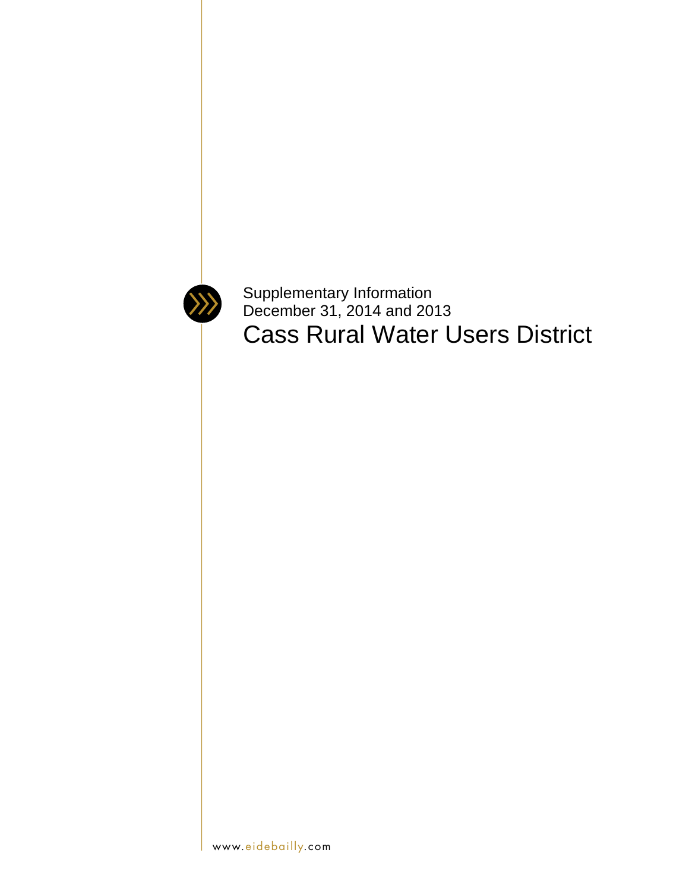Supplementary Information
December 31, 2014 and 2013

# Cass Rural Water Users District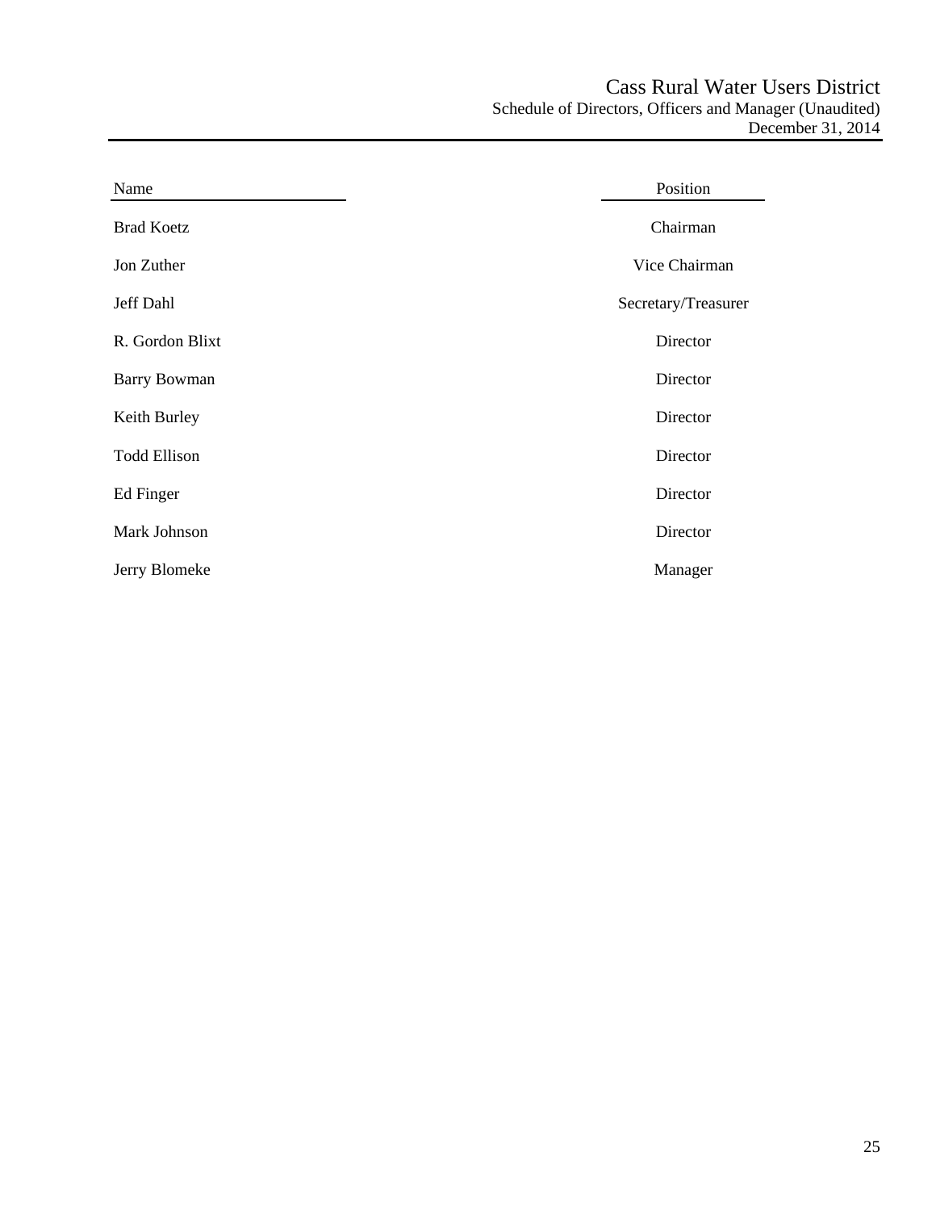# Cass Rural Water Users District

## Schedule of Directors, Officers and Manager (Unaudited)

December 31, 2014

| Name | Position |
|---|---|
| Brad Koetz | Chairman |
| Jon Zuther | Vice Chairman |
| Jeff Dahl | Secretary/Treasurer |
| R. Gordon Blixt | Director |
| Barry Bowman | Director |
| Keith Burley | Director |
| Todd Ellison | Director |
| Ed Finger | Director |
| Mark Johnson | Director |
| Jerry Blomeke | Manager |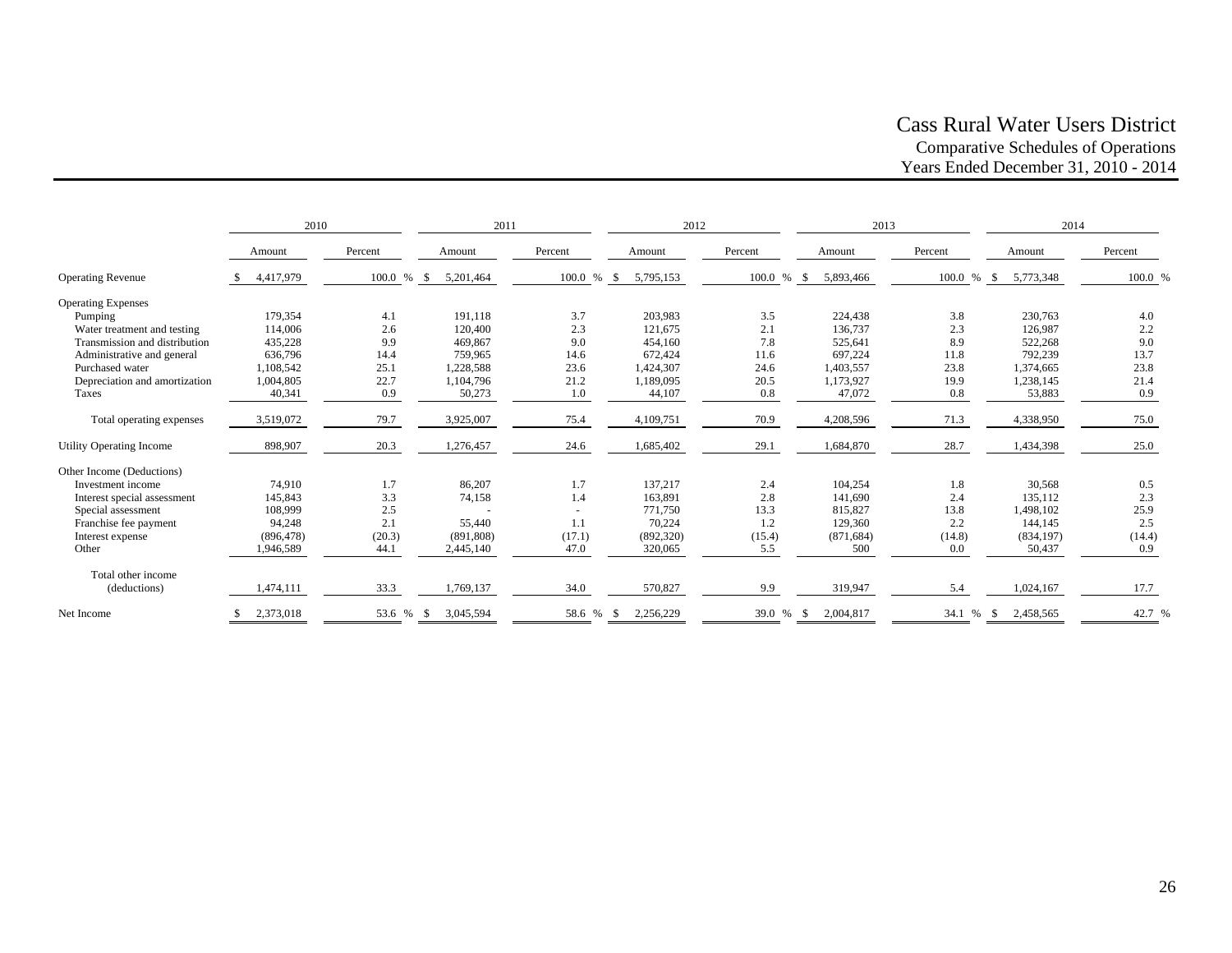# Cass Rural Water Users District

## Comparative Schedules of Operations

### Years Ended December 31, 2010 - 2014

| | 2010 | | 2011 | | 2012 | | 2013 | | 2014 | |
|---|---|---|---|---|---|---|---|---|---|---|
| | Amount | Percent | Amount | Percent | Amount | Percent | Amount | Percent | Amount | Percent |
| Operating Revenue | $ 4,417,979 | 100.0 % | $ 5,201,464 | 100.0 % | $ 5,795,153 | 100.0 % | $ 5,893,466 | 100.0 % | $ 5,773,348 | 100.0 % |
| Operating Expenses | | | | | | | | | | |
| Pumping | 179,354 | 4.1 | 191,118 | 3.7 | 203,983 | 3.5 | 224,438 | 3.8 | 230,763 | 4.0 |
| Water treatment and testing | 114,006 | 2.6 | 120,400 | 2.3 | 121,675 | 2.1 | 136,737 | 2.3 | 126,987 | 2.2 |
| Transmission and distribution | 435,228 | 9.9 | 469,867 | 9.0 | 454,160 | 7.8 | 525,641 | 8.9 | 522,268 | 9.0 |
| Administrative and general | 636,796 | 14.4 | 759,965 | 14.6 | 672,424 | 11.6 | 697,224 | 11.8 | 792,239 | 13.7 |
| Purchased water | 1,108,542 | 25.1 | 1,228,588 | 23.6 | 1,424,307 | 24.6 | 1,403,557 | 23.8 | 1,374,665 | 23.8 |
| Depreciation and amortization | 1,004,805 | 22.7 | 1,104,796 | 21.2 | 1,189,095 | 20.5 | 1,173,927 | 19.9 | 1,238,145 | 21.4 |
| Taxes | 40,341 | 0.9 | 50,273 | 1.0 | 44,107 | 0.8 | 47,072 | 0.8 | 53,883 | 0.9 |
| Total operating expenses | 3,519,072 | 79.7 | 3,925,007 | 75.4 | 4,109,751 | 70.9 | 4,208,596 | 71.3 | 4,338,950 | 75.0 |
| Utility Operating Income | 898,907 | 20.3 | 1,276,457 | 24.6 | 1,685,402 | 29.1 | 1,684,870 | 28.7 | 1,434,398 | 25.0 |
| Other Income (Deductions) | | | | | | | | | | |
| Investment income | 74,910 | 1.7 | 86,207 | 1.7 | 137,217 | 2.4 | 104,254 | 1.8 | 30,568 | 0.5 |
| Interest special assessment | 145,843 | 3.3 | 74,158 | 1.4 | 163,891 | 2.8 | 141,690 | 2.4 | 135,112 | 2.3 |
| Special assessment | 108,999 | 2.5 | - | - | 771,750 | 13.3 | 815,827 | 13.8 | 1,498,102 | 25.9 |
| Franchise fee payment | 94,248 | 2.1 | 55,440 | 1.1 | 70,224 | 1.2 | 129,360 | 2.2 | 144,145 | 2.5 |
| Interest expense | (896,478) | (20.3) | (891,808) | (17.1) | (892,320) | (15.4) | (871,684) | (14.8) | (834,197) | (14.4) |
| Other | 1,946,589 | 44.1 | 2,445,140 | 47.0 | 320,065 | 5.5 | 500 | 0.0 | 50,437 | 0.9 |
| Total other income (deductions) | 1,474,111 | 33.3 | 1,769,137 | 34.0 | 570,827 | 9.9 | 319,947 | 5.4 | 1,024,167 | 17.7 |
| Net Income | $ 2,373,018 | 53.6 % | $ 3,045,594 | 58.6 % | $ 2,256,229 | 39.0 % | $ 2,004,817 | 34.1 % | $ 2,458,565 | 42.7 % |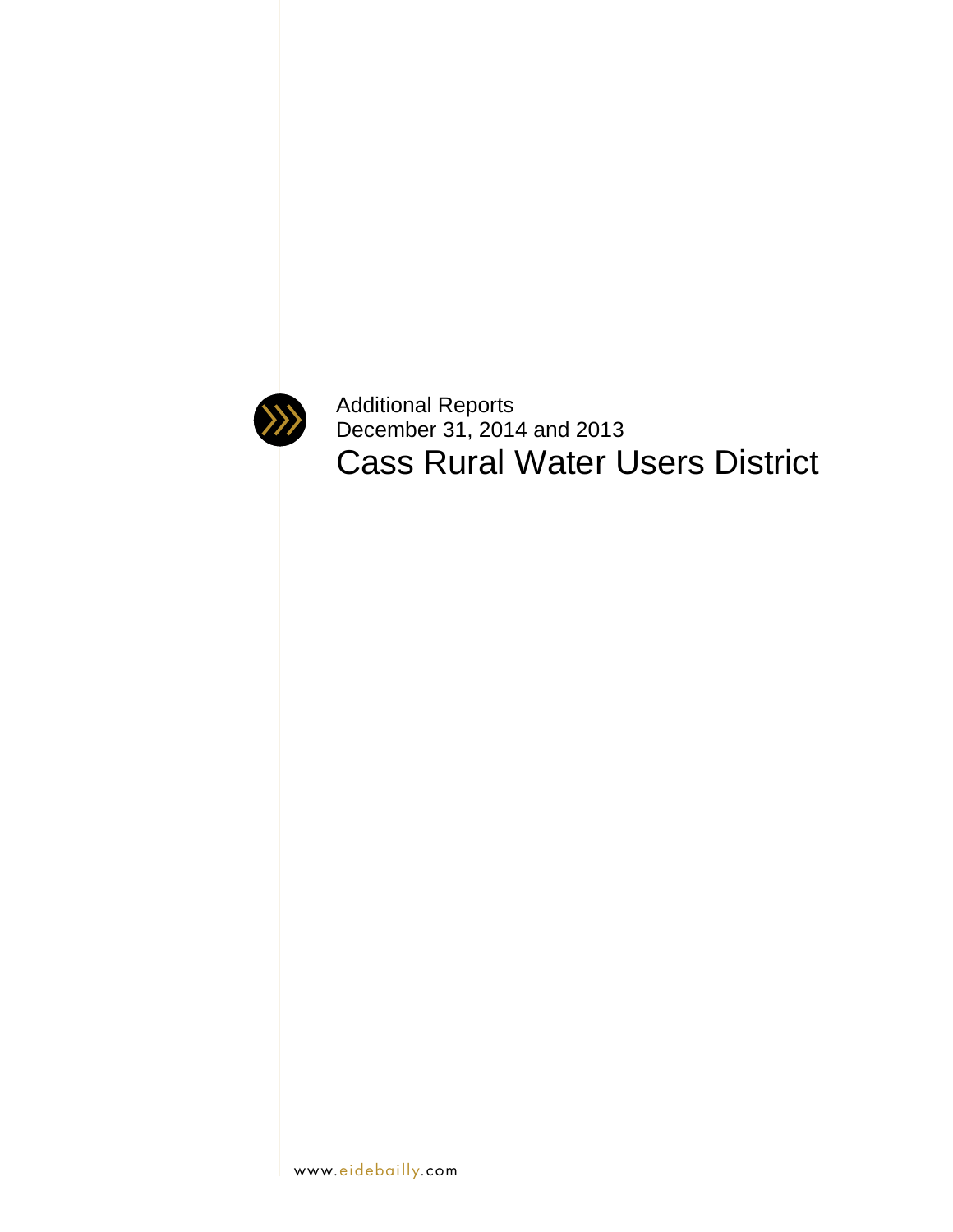Additional Reports
December 31, 2014 and 2013

# Cass Rural Water Users District

www.eidebailly.com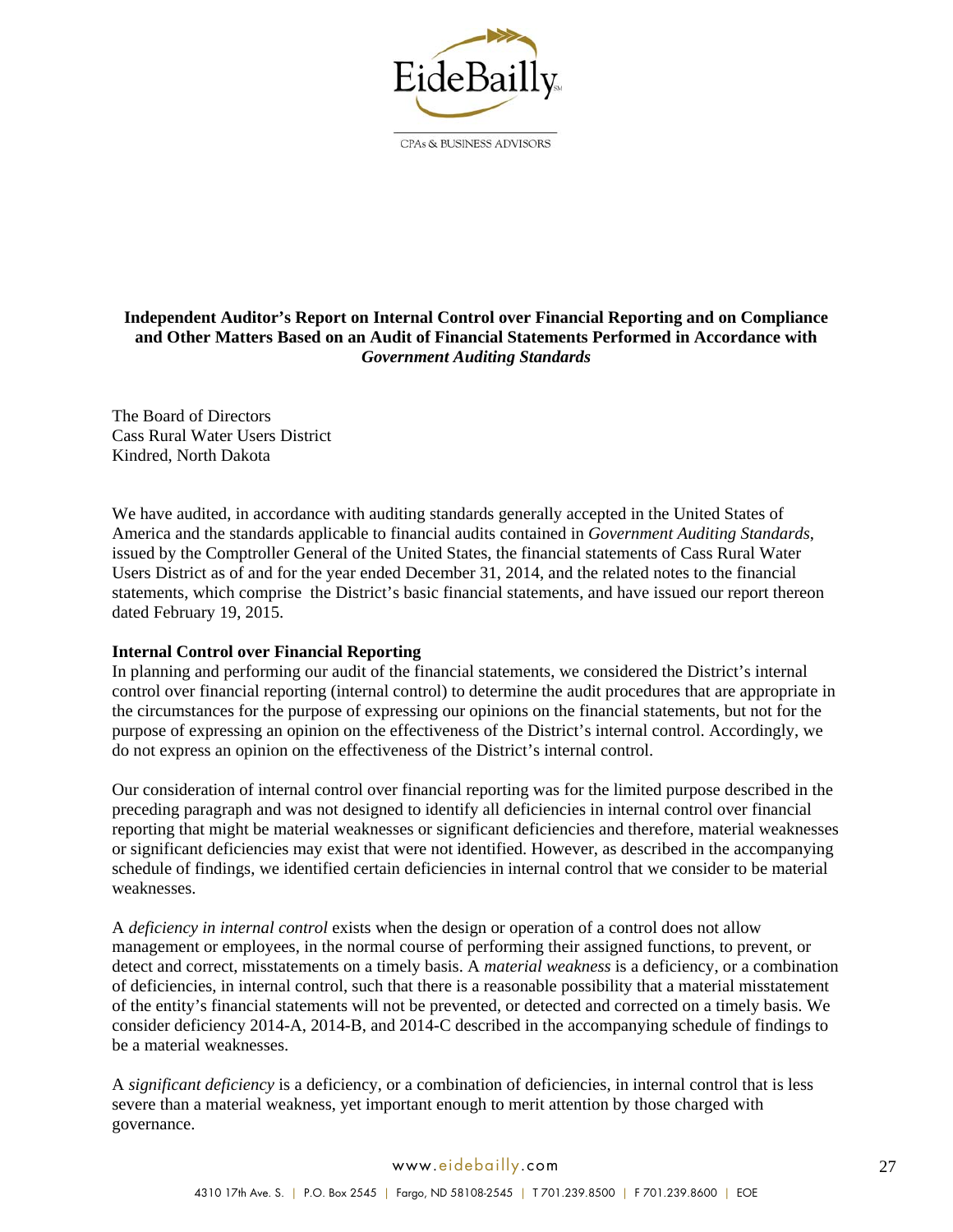EideBailly

CPAs & BUSINESS ADVISORS

**Independent Auditor's Report on Internal Control over Financial Reporting and on Compliance and Other Matters Based on an Audit of Financial Statements Performed in Accordance with *Government Auditing Standards***

The Board of Directors
Cass Rural Water Users District
Kindred, North Dakota

We have audited, in accordance with auditing standards generally accepted in the United States of America and the standards applicable to financial audits contained in *Government Auditing Standards*, issued by the Comptroller General of the United States, the financial statements of Cass Rural Water Users District as of and for the year ended December 31, 2014, and the related notes to the financial statements, which comprise the District's basic financial statements, and have issued our report thereon dated February 19, 2015.

**Internal Control over Financial Reporting**

In planning and performing our audit of the financial statements, we considered the District's internal control over financial reporting (internal control) to determine the audit procedures that are appropriate in the circumstances for the purpose of expressing our opinions on the financial statements, but not for the purpose of expressing an opinion on the effectiveness of the District's internal control. Accordingly, we do not express an opinion on the effectiveness of the District's internal control.

Our consideration of internal control over financial reporting was for the limited purpose described in the preceding paragraph and was not designed to identify all deficiencies in internal control over financial reporting that might be material weaknesses or significant deficiencies and therefore, material weaknesses or significant deficiencies may exist that were not identified. However, as described in the accompanying schedule of findings, we identified certain deficiencies in internal control that we consider to be material weaknesses.

A *deficiency in internal control* exists when the design or operation of a control does not allow management or employees, in the normal course of performing their assigned functions, to prevent, or detect and correct, misstatements on a timely basis. A *material weakness* is a deficiency, or a combination of deficiencies, in internal control, such that there is a reasonable possibility that a material misstatement of the entity's financial statements will not be prevented, or detected and corrected on a timely basis. We consider deficiency 2014-A, 2014-B, and 2014-C described in the accompanying schedule of findings to be a material weaknesses.

A *significant deficiency* is a deficiency, or a combination of deficiencies, in internal control that is less severe than a material weakness, yet important enough to merit attention by those charged with governance.

www.eidebailly.com

4310 17th Ave. S. | P.O. Box 2545 | Fargo, ND 58108-2545 | T 701.239.8500 | F 701.239.8600 | EOE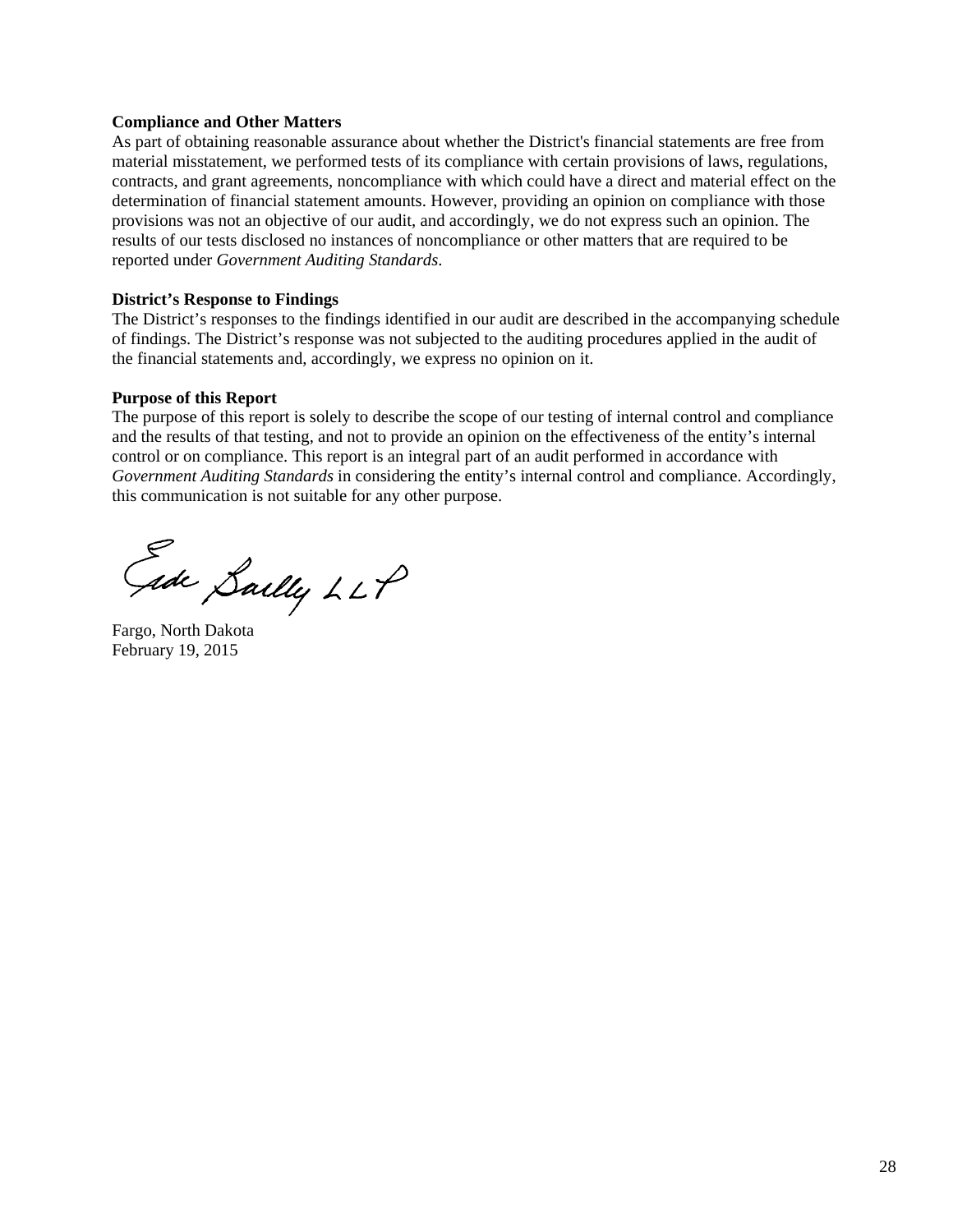**Compliance and Other Matters**
As part of obtaining reasonable assurance about whether the District's financial statements are free from material misstatement, we performed tests of its compliance with certain provisions of laws, regulations, contracts, and grant agreements, noncompliance with which could have a direct and material effect on the determination of financial statement amounts. However, providing an opinion on compliance with those provisions was not an objective of our audit, and accordingly, we do not express such an opinion. The results of our tests disclosed no instances of noncompliance or other matters that are required to be reported under *Government Auditing Standards*.

**District's Response to Findings**
The District's responses to the findings identified in our audit are described in the accompanying schedule of findings. The District's response was not subjected to the auditing procedures applied in the audit of the financial statements and, accordingly, we express no opinion on it.

**Purpose of this Report**
The purpose of this report is solely to describe the scope of our testing of internal control and compliance and the results of that testing, and not to provide an opinion on the effectiveness of the entity's internal control or on compliance. This report is an integral part of an audit performed in accordance with *Government Auditing Standards* in considering the entity's internal control and compliance. Accordingly, this communication is not suitable for any other purpose.

Eide Bailly LLP

Fargo, North Dakota
February 19, 2015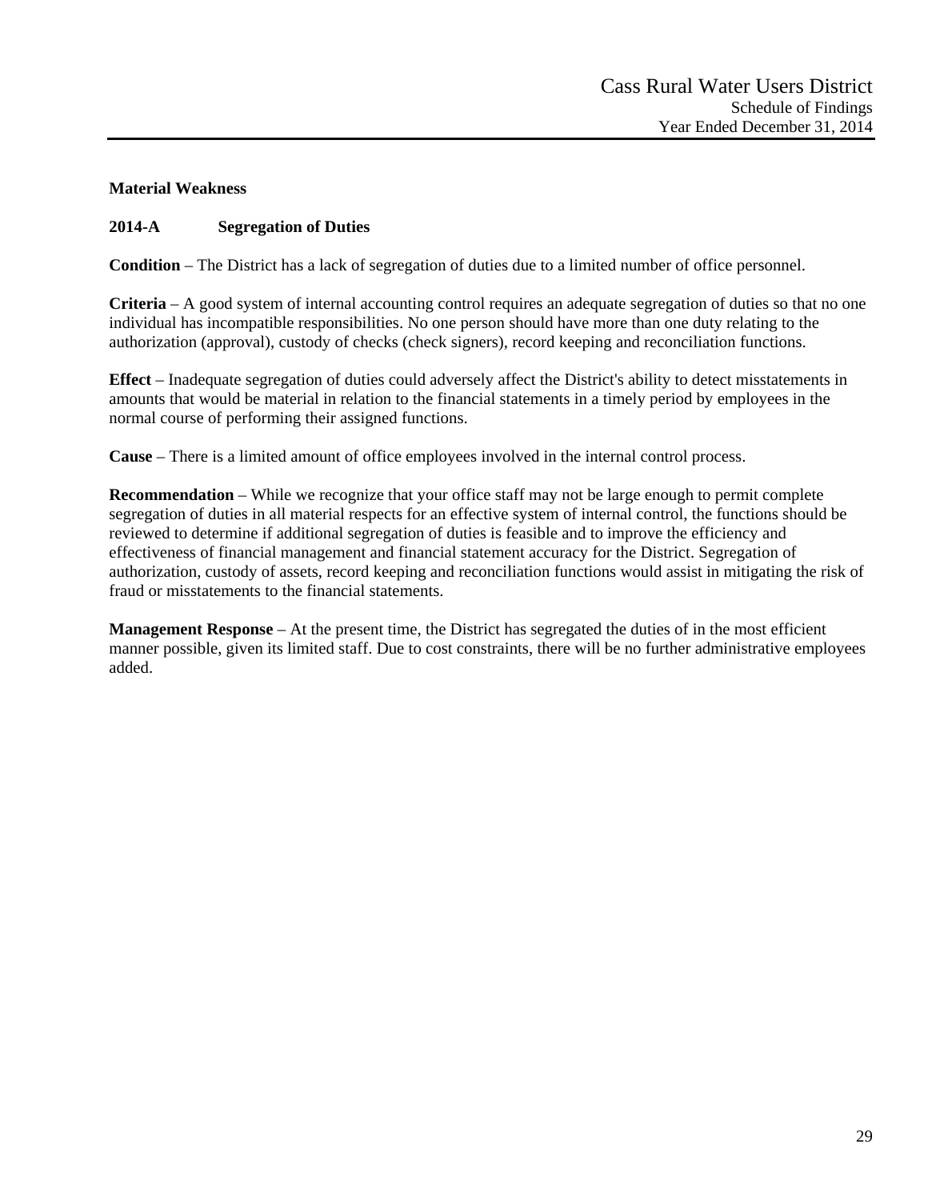**Material Weakness**

**2014-A Segregation of Duties**

**Condition** – The District has a lack of segregation of duties due to a limited number of office personnel.

**Criteria** – A good system of internal accounting control requires an adequate segregation of duties so that no one individual has incompatible responsibilities. No one person should have more than one duty relating to the authorization (approval), custody of checks (check signers), record keeping and reconciliation functions.

**Effect** – Inadequate segregation of duties could adversely affect the District's ability to detect misstatements in amounts that would be material in relation to the financial statements in a timely period by employees in the normal course of performing their assigned functions.

**Cause** – There is a limited amount of office employees involved in the internal control process.

**Recommendation** – While we recognize that your office staff may not be large enough to permit complete segregation of duties in all material respects for an effective system of internal control, the functions should be reviewed to determine if additional segregation of duties is feasible and to improve the efficiency and effectiveness of financial management and financial statement accuracy for the District. Segregation of authorization, custody of assets, record keeping and reconciliation functions would assist in mitigating the risk of fraud or misstatements to the financial statements.

**Management Response** – At the present time, the District has segregated the duties of in the most efficient manner possible, given its limited staff. Due to cost constraints, there will be no further administrative employees added.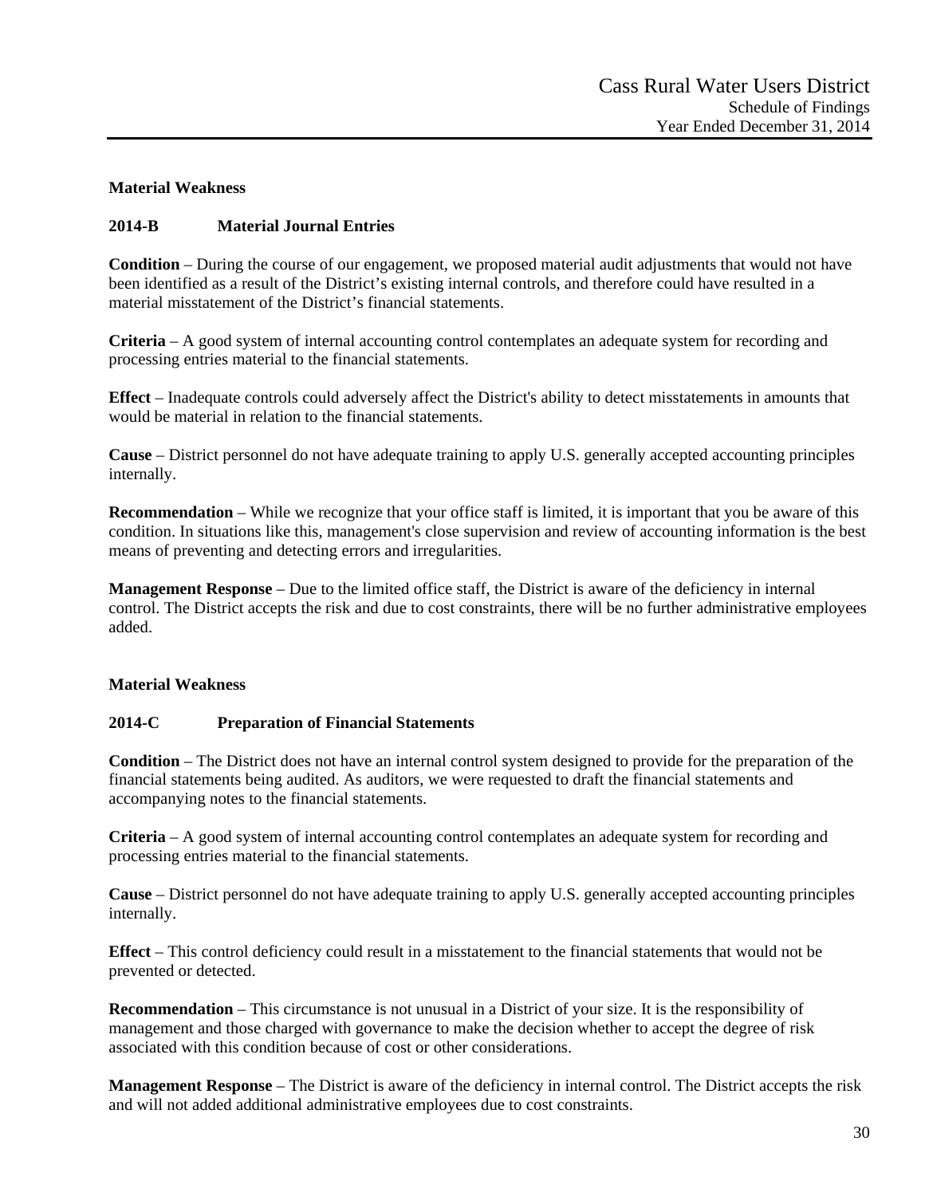**Material Weakness**

**2014-B Material Journal Entries**

**Condition** – During the course of our engagement, we proposed material audit adjustments that would not have been identified as a result of the District's existing internal controls, and therefore could have resulted in a material misstatement of the District's financial statements.

**Criteria** – A good system of internal accounting control contemplates an adequate system for recording and processing entries material to the financial statements.

**Effect** – Inadequate controls could adversely affect the District's ability to detect misstatements in amounts that would be material in relation to the financial statements.

**Cause** – District personnel do not have adequate training to apply U.S. generally accepted accounting principles internally.

**Recommendation** – While we recognize that your office staff is limited, it is important that you be aware of this condition. In situations like this, management's close supervision and review of accounting information is the best means of preventing and detecting errors and irregularities.

**Management Response** – Due to the limited office staff, the District is aware of the deficiency in internal control. The District accepts the risk and due to cost constraints, there will be no further administrative employees added.

**Material Weakness**

**2014-C Preparation of Financial Statements**

**Condition** – The District does not have an internal control system designed to provide for the preparation of the financial statements being audited. As auditors, we were requested to draft the financial statements and accompanying notes to the financial statements.

**Criteria** – A good system of internal accounting control contemplates an adequate system for recording and processing entries material to the financial statements.

**Cause** – District personnel do not have adequate training to apply U.S. generally accepted accounting principles internally.

**Effect** – This control deficiency could result in a misstatement to the financial statements that would not be prevented or detected.

**Recommendation** – This circumstance is not unusual in a District of your size. It is the responsibility of management and those charged with governance to make the decision whether to accept the degree of risk associated with this condition because of cost or other considerations.

**Management Response** – The District is aware of the deficiency in internal control. The District accepts the risk and will not added additional administrative employees due to cost constraints.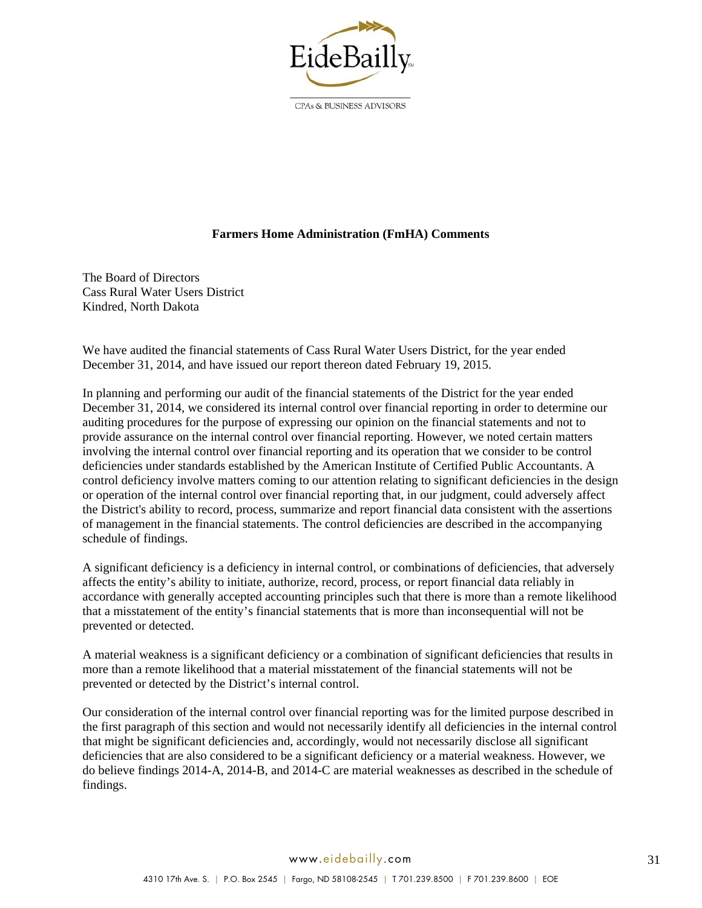## Farmers Home Administration (FmHA) Comments

The Board of Directors
Cass Rural Water Users District
Kindred, North Dakota

We have audited the financial statements of Cass Rural Water Users District, for the year ended December 31, 2014, and have issued our report thereon dated February 19, 2015.

In planning and performing our audit of the financial statements of the District for the year ended December 31, 2014, we considered its internal control over financial reporting in order to determine our auditing procedures for the purpose of expressing our opinion on the financial statements and not to provide assurance on the internal control over financial reporting. However, we noted certain matters involving the internal control over financial reporting and its operation that we consider to be control deficiencies under standards established by the American Institute of Certified Public Accountants. A control deficiency involve matters coming to our attention relating to significant deficiencies in the design or operation of the internal control over financial reporting that, in our judgment, could adversely affect the District's ability to record, process, summarize and report financial data consistent with the assertions of management in the financial statements. The control deficiencies are described in the accompanying schedule of findings.

A significant deficiency is a deficiency in internal control, or combinations of deficiencies, that adversely affects the entity's ability to initiate, authorize, record, process, or report financial data reliably in accordance with generally accepted accounting principles such that there is more than a remote likelihood that a misstatement of the entity's financial statements that is more than inconsequential will not be prevented or detected.

A material weakness is a significant deficiency or a combination of significant deficiencies that results in more than a remote likelihood that a material misstatement of the financial statements will not be prevented or detected by the District's internal control.

Our consideration of the internal control over financial reporting was for the limited purpose described in the first paragraph of this section and would not necessarily identify all deficiencies in the internal control that might be significant deficiencies and, accordingly, would not necessarily disclose all significant deficiencies that are also considered to be a significant deficiency or a material weakness. However, we do believe findings 2014-A, 2014-B, and 2014-C are material weaknesses as described in the schedule of findings.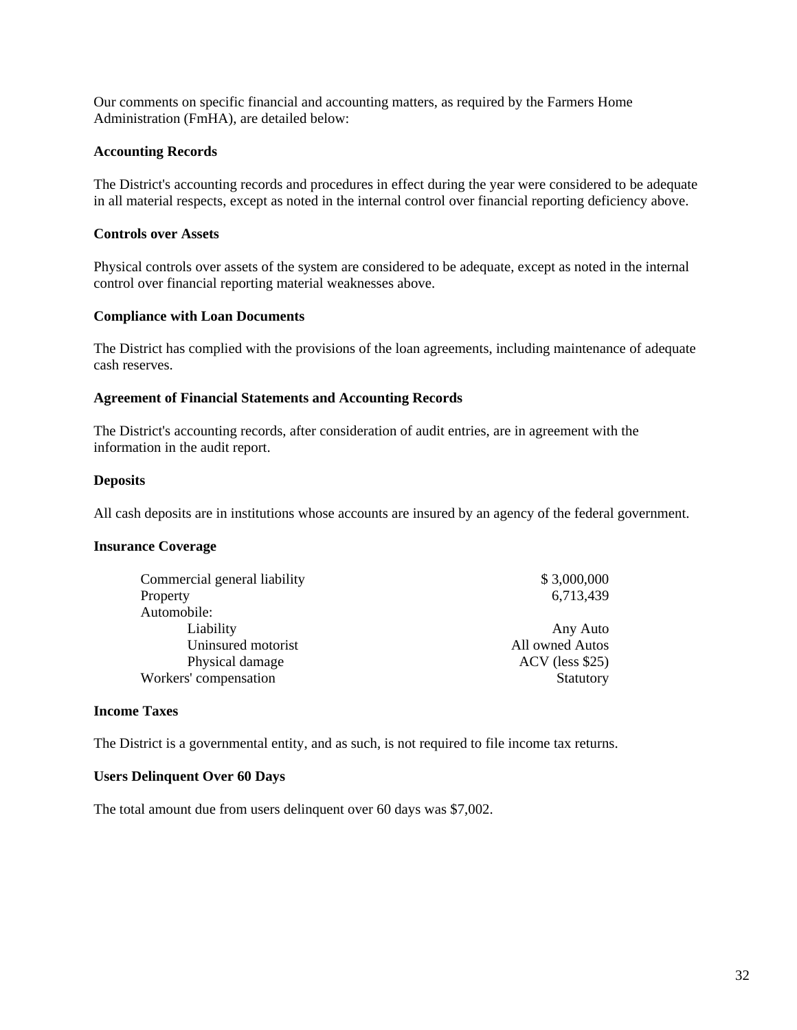Our comments on specific financial and accounting matters, as required by the Farmers Home Administration (FmHA), are detailed below:

**Accounting Records**

The District's accounting records and procedures in effect during the year were considered to be adequate in all material respects, except as noted in the internal control over financial reporting deficiency above.

**Controls over Assets**

Physical controls over assets of the system are considered to be adequate, except as noted in the internal control over financial reporting material weaknesses above.

**Compliance with Loan Documents**

The District has complied with the provisions of the loan agreements, including maintenance of adequate cash reserves.

**Agreement of Financial Statements and Accounting Records**

The District's accounting records, after consideration of audit entries, are in agreement with the information in the audit report.

**Deposits**

All cash deposits are in institutions whose accounts are insured by an agency of the federal government.

**Insurance Coverage**

| | |
|---|---|
| Commercial general liability | $ 3,000,000 |
| Property | 6,713,439 |
| Automobile: | |
| Liability | Any Auto |
| Uninsured motorist | All owned Autos |
| Physical damage | ACV (less $25) |
| Workers' compensation | Statutory |

**Income Taxes**

The District is a governmental entity, and as such, is not required to file income tax returns.

**Users Delinquent Over 60 Days**

The total amount due from users delinquent over 60 days was $7,002.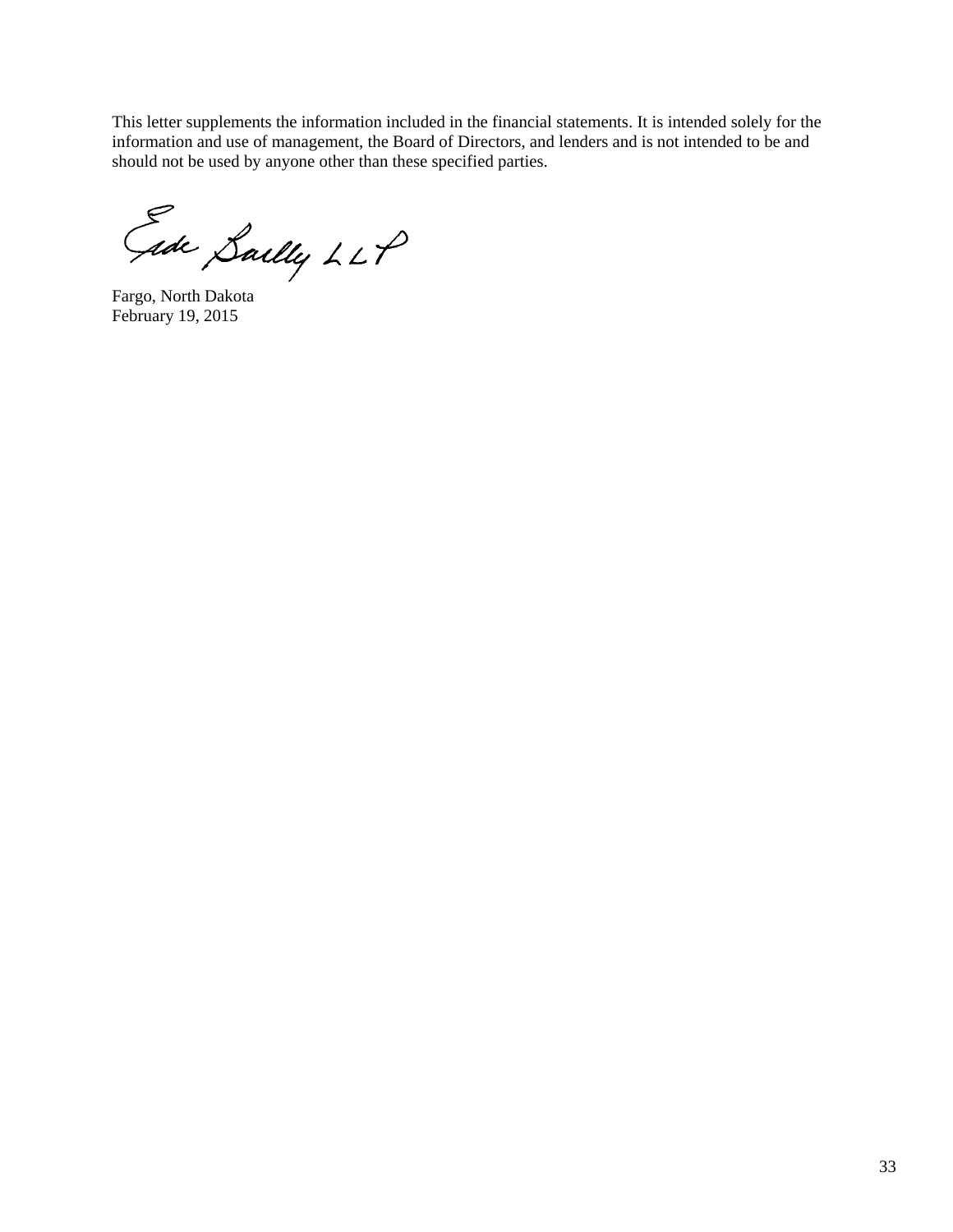This letter supplements the information included in the financial statements. It is intended solely for the information and use of management, the Board of Directors, and lenders and is not intended to be and should not be used by anyone other than these specified parties.

Eide Bailly LLP

Fargo, North Dakota
February 19, 2015